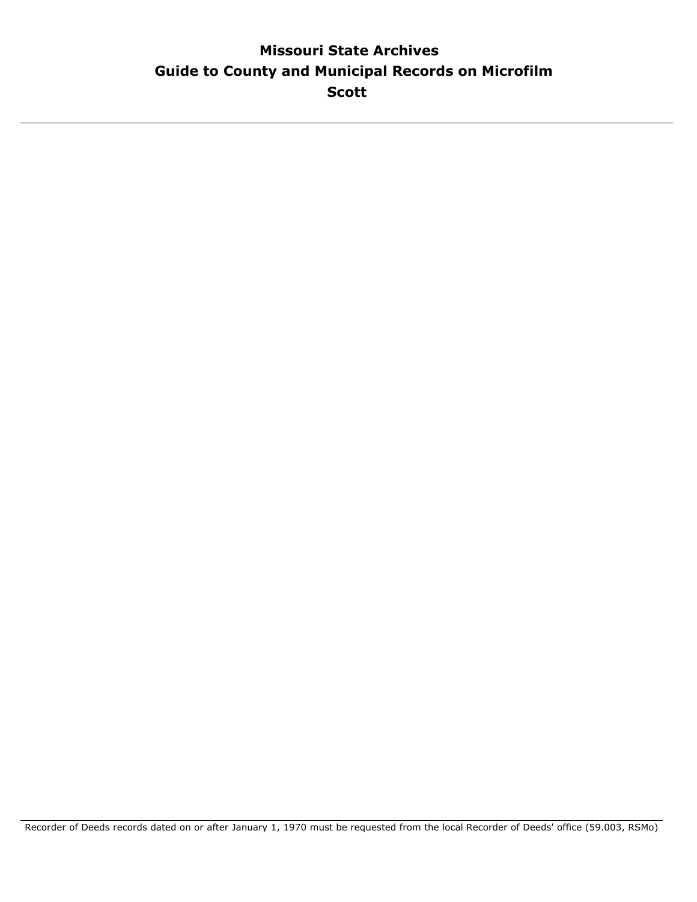# Missouri State Archives
## Guide to County and Municipal Records on Microfilm
## Scott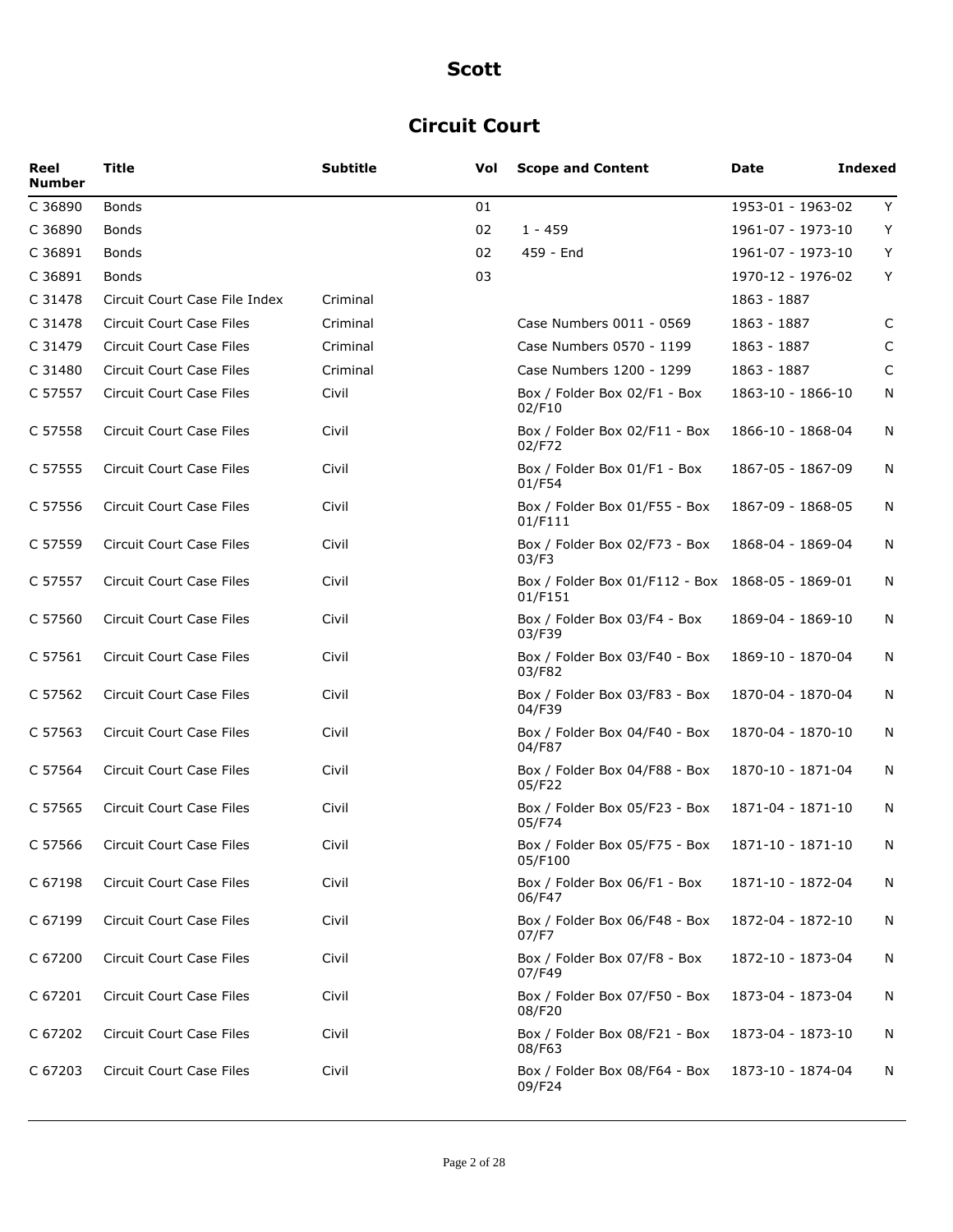# Scott

## Circuit Court

| Reel Number | Title | Subtitle | Vol | Scope and Content | Date | Indexed |
|---|---|---|---|---|---|---|
| C 36890 | Bonds | | 01 | | 1953-01 - 1963-02 | Y |
| C 36890 | Bonds | | 02 | 1 - 459 | 1961-07 - 1973-10 | Y |
| C 36891 | Bonds | | 02 | 459 - End | 1961-07 - 1973-10 | Y |
| C 36891 | Bonds | | 03 | | 1970-12 - 1976-02 | Y |
| C 31478 | Circuit Court Case File Index | Criminal | | | 1863 - 1887 | |
| C 31478 | Circuit Court Case Files | Criminal | | Case Numbers 0011 - 0569 | 1863 - 1887 | C |
| C 31479 | Circuit Court Case Files | Criminal | | Case Numbers 0570 - 1199 | 1863 - 1887 | C |
| C 31480 | Circuit Court Case Files | Criminal | | Case Numbers 1200 - 1299 | 1863 - 1887 | C |
| C 57557 | Circuit Court Case Files | Civil | | Box / Folder Box 02/F1 - Box 02/F10 | 1863-10 - 1866-10 | N |
| C 57558 | Circuit Court Case Files | Civil | | Box / Folder Box 02/F11 - Box 02/F72 | 1866-10 - 1868-04 | N |
| C 57555 | Circuit Court Case Files | Civil | | Box / Folder Box 01/F1 - Box 01/F54 | 1867-05 - 1867-09 | N |
| C 57556 | Circuit Court Case Files | Civil | | Box / Folder Box 01/F55 - Box 01/F111 | 1867-09 - 1868-05 | N |
| C 57559 | Circuit Court Case Files | Civil | | Box / Folder Box 02/F73 - Box 03/F3 | 1868-04 - 1869-04 | N |
| C 57557 | Circuit Court Case Files | Civil | | Box / Folder Box 01/F112 - Box 01/F151 | 1868-05 - 1869-01 | N |
| C 57560 | Circuit Court Case Files | Civil | | Box / Folder Box 03/F4 - Box 03/F39 | 1869-04 - 1869-10 | N |
| C 57561 | Circuit Court Case Files | Civil | | Box / Folder Box 03/F40 - Box 03/F82 | 1869-10 - 1870-04 | N |
| C 57562 | Circuit Court Case Files | Civil | | Box / Folder Box 03/F83 - Box 04/F39 | 1870-04 - 1870-04 | N |
| C 57563 | Circuit Court Case Files | Civil | | Box / Folder Box 04/F40 - Box 04/F87 | 1870-04 - 1870-10 | N |
| C 57564 | Circuit Court Case Files | Civil | | Box / Folder Box 04/F88 - Box 05/F22 | 1870-10 - 1871-04 | N |
| C 57565 | Circuit Court Case Files | Civil | | Box / Folder Box 05/F23 - Box 05/F74 | 1871-04 - 1871-10 | N |
| C 57566 | Circuit Court Case Files | Civil | | Box / Folder Box 05/F75 - Box 05/F100 | 1871-10 - 1871-10 | N |
| C 67198 | Circuit Court Case Files | Civil | | Box / Folder Box 06/F1 - Box 06/F47 | 1871-10 - 1872-04 | N |
| C 67199 | Circuit Court Case Files | Civil | | Box / Folder Box 06/F48 - Box 07/F7 | 1872-04 - 1872-10 | N |
| C 67200 | Circuit Court Case Files | Civil | | Box / Folder Box 07/F8 - Box 07/F49 | 1872-10 - 1873-04 | N |
| C 67201 | Circuit Court Case Files | Civil | | Box / Folder Box 07/F50 - Box 08/F20 | 1873-04 - 1873-04 | N |
| C 67202 | Circuit Court Case Files | Civil | | Box / Folder Box 08/F21 - Box 08/F63 | 1873-04 - 1873-10 | N |
| C 67203 | Circuit Court Case Files | Civil | | Box / Folder Box 08/F64 - Box 09/F24 | 1873-10 - 1874-04 | N |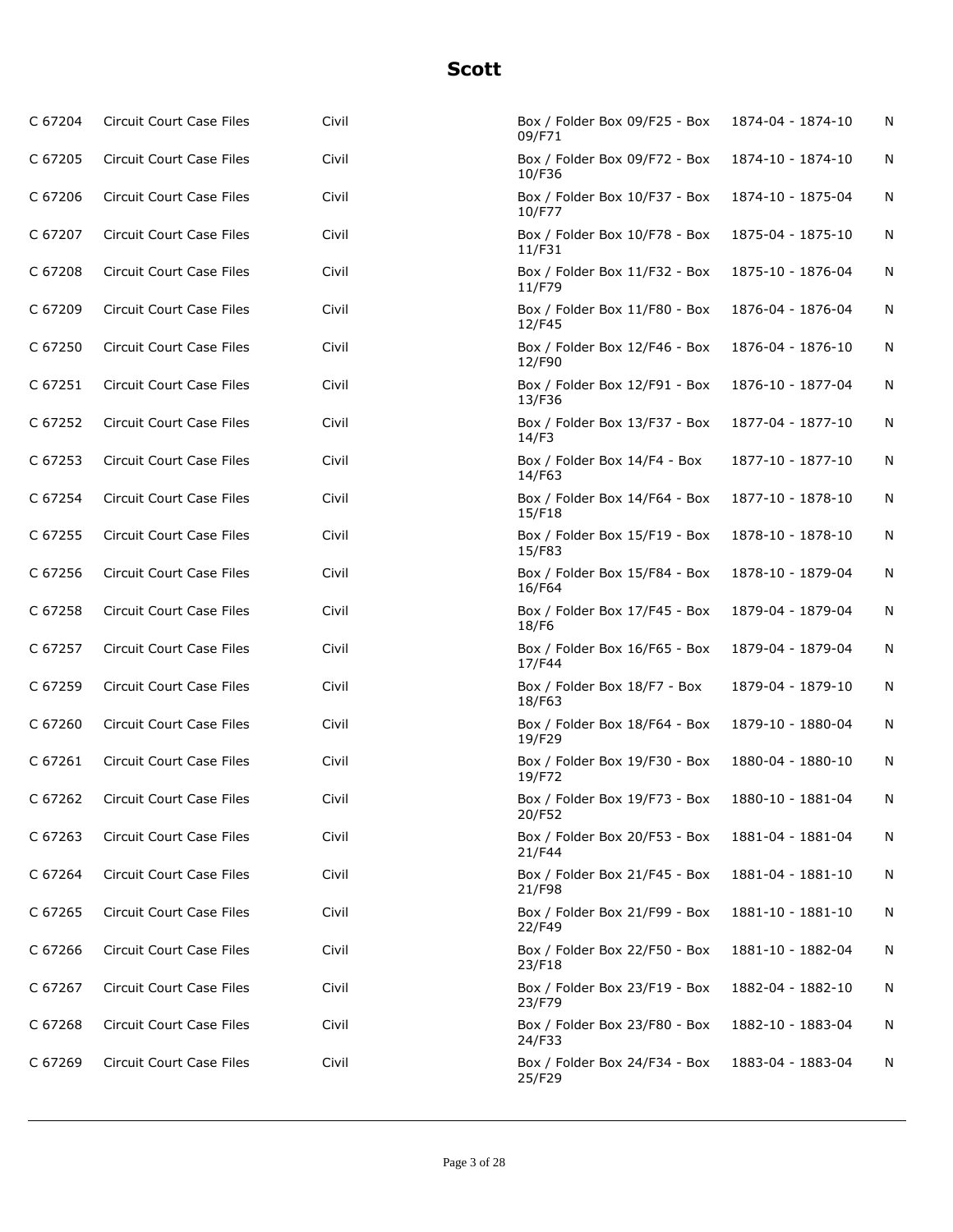# Scott

| | | | | | |
|---|---|---|---|---|---|
| C 67204 | Circuit Court Case Files | Civil | Box / Folder Box 09/F25 - Box 09/F71 | 1874-04 - 1874-10 | N |
| C 67205 | Circuit Court Case Files | Civil | Box / Folder Box 09/F72 - Box 10/F36 | 1874-10 - 1874-10 | N |
| C 67206 | Circuit Court Case Files | Civil | Box / Folder Box 10/F37 - Box 10/F77 | 1874-10 - 1875-04 | N |
| C 67207 | Circuit Court Case Files | Civil | Box / Folder Box 10/F78 - Box 11/F31 | 1875-04 - 1875-10 | N |
| C 67208 | Circuit Court Case Files | Civil | Box / Folder Box 11/F32 - Box 11/F79 | 1875-10 - 1876-04 | N |
| C 67209 | Circuit Court Case Files | Civil | Box / Folder Box 11/F80 - Box 12/F45 | 1876-04 - 1876-04 | N |
| C 67250 | Circuit Court Case Files | Civil | Box / Folder Box 12/F46 - Box 12/F90 | 1876-04 - 1876-10 | N |
| C 67251 | Circuit Court Case Files | Civil | Box / Folder Box 12/F91 - Box 13/F36 | 1876-10 - 1877-04 | N |
| C 67252 | Circuit Court Case Files | Civil | Box / Folder Box 13/F37 - Box 14/F3 | 1877-04 - 1877-10 | N |
| C 67253 | Circuit Court Case Files | Civil | Box / Folder Box 14/F4 - Box 14/F63 | 1877-10 - 1877-10 | N |
| C 67254 | Circuit Court Case Files | Civil | Box / Folder Box 14/F64 - Box 15/F18 | 1877-10 - 1878-10 | N |
| C 67255 | Circuit Court Case Files | Civil | Box / Folder Box 15/F19 - Box 15/F83 | 1878-10 - 1878-10 | N |
| C 67256 | Circuit Court Case Files | Civil | Box / Folder Box 15/F84 - Box 16/F64 | 1878-10 - 1879-04 | N |
| C 67258 | Circuit Court Case Files | Civil | Box / Folder Box 17/F45 - Box 18/F6 | 1879-04 - 1879-04 | N |
| C 67257 | Circuit Court Case Files | Civil | Box / Folder Box 16/F65 - Box 17/F44 | 1879-04 - 1879-04 | N |
| C 67259 | Circuit Court Case Files | Civil | Box / Folder Box 18/F7 - Box 18/F63 | 1879-04 - 1879-10 | N |
| C 67260 | Circuit Court Case Files | Civil | Box / Folder Box 18/F64 - Box 19/F29 | 1879-10 - 1880-04 | N |
| C 67261 | Circuit Court Case Files | Civil | Box / Folder Box 19/F30 - Box 19/F72 | 1880-04 - 1880-10 | N |
| C 67262 | Circuit Court Case Files | Civil | Box / Folder Box 19/F73 - Box 20/F52 | 1880-10 - 1881-04 | N |
| C 67263 | Circuit Court Case Files | Civil | Box / Folder Box 20/F53 - Box 21/F44 | 1881-04 - 1881-04 | N |
| C 67264 | Circuit Court Case Files | Civil | Box / Folder Box 21/F45 - Box 21/F98 | 1881-04 - 1881-10 | N |
| C 67265 | Circuit Court Case Files | Civil | Box / Folder Box 21/F99 - Box 22/F49 | 1881-10 - 1881-10 | N |
| C 67266 | Circuit Court Case Files | Civil | Box / Folder Box 22/F50 - Box 23/F18 | 1881-10 - 1882-04 | N |
| C 67267 | Circuit Court Case Files | Civil | Box / Folder Box 23/F19 - Box 23/F79 | 1882-04 - 1882-10 | N |
| C 67268 | Circuit Court Case Files | Civil | Box / Folder Box 23/F80 - Box 24/F33 | 1882-10 - 1883-04 | N |
| C 67269 | Circuit Court Case Files | Civil | Box / Folder Box 24/F34 - Box 25/F29 | 1883-04 - 1883-04 | N |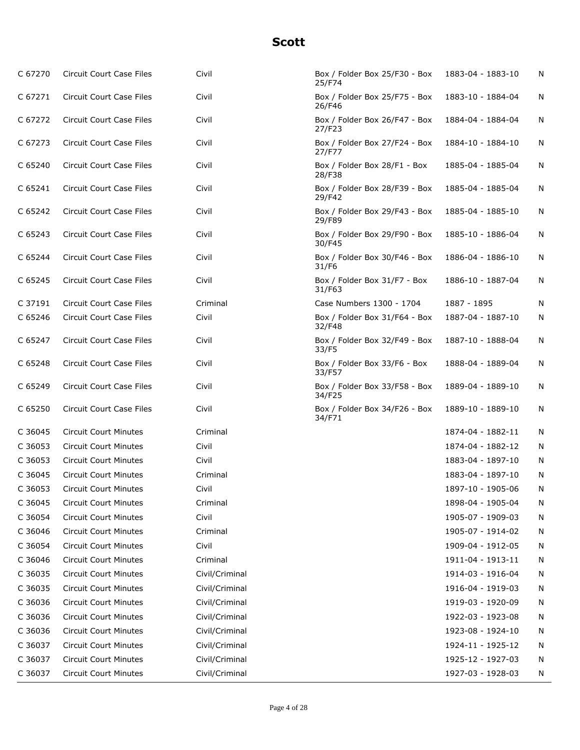## Scott

| | | | | | |
|---|---|---|---|---|---|
| C 67270 | Circuit Court Case Files | Civil | Box / Folder Box 25/F30 - Box 25/F74 | 1883-04 - 1883-10 | N |
| C 67271 | Circuit Court Case Files | Civil | Box / Folder Box 25/F75 - Box 26/F46 | 1883-10 - 1884-04 | N |
| C 67272 | Circuit Court Case Files | Civil | Box / Folder Box 26/F47 - Box 27/F23 | 1884-04 - 1884-04 | N |
| C 67273 | Circuit Court Case Files | Civil | Box / Folder Box 27/F24 - Box 27/F77 | 1884-10 - 1884-10 | N |
| C 65240 | Circuit Court Case Files | Civil | Box / Folder Box 28/F1 - Box 28/F38 | 1885-04 - 1885-04 | N |
| C 65241 | Circuit Court Case Files | Civil | Box / Folder Box 28/F39 - Box 29/F42 | 1885-04 - 1885-04 | N |
| C 65242 | Circuit Court Case Files | Civil | Box / Folder Box 29/F43 - Box 29/F89 | 1885-04 - 1885-10 | N |
| C 65243 | Circuit Court Case Files | Civil | Box / Folder Box 29/F90 - Box 30/F45 | 1885-10 - 1886-04 | N |
| C 65244 | Circuit Court Case Files | Civil | Box / Folder Box 30/F46 - Box 31/F6 | 1886-04 - 1886-10 | N |
| C 65245 | Circuit Court Case Files | Civil | Box / Folder Box 31/F7 - Box 31/F63 | 1886-10 - 1887-04 | N |
| C 37191 | Circuit Court Case Files | Criminal | Case Numbers 1300 - 1704 | 1887 - 1895 | N |
| C 65246 | Circuit Court Case Files | Civil | Box / Folder Box 31/F64 - Box 32/F48 | 1887-04 - 1887-10 | N |
| C 65247 | Circuit Court Case Files | Civil | Box / Folder Box 32/F49 - Box 33/F5 | 1887-10 - 1888-04 | N |
| C 65248 | Circuit Court Case Files | Civil | Box / Folder Box 33/F6 - Box 33/F57 | 1888-04 - 1889-04 | N |
| C 65249 | Circuit Court Case Files | Civil | Box / Folder Box 33/F58 - Box 34/F25 | 1889-04 - 1889-10 | N |
| C 65250 | Circuit Court Case Files | Civil | Box / Folder Box 34/F26 - Box 34/F71 | 1889-10 - 1889-10 | N |
| C 36045 | Circuit Court Minutes | Criminal | | 1874-04 - 1882-11 | N |
| C 36053 | Circuit Court Minutes | Civil | | 1874-04 - 1882-12 | N |
| C 36053 | Circuit Court Minutes | Civil | | 1883-04 - 1897-10 | N |
| C 36045 | Circuit Court Minutes | Criminal | | 1883-04 - 1897-10 | N |
| C 36053 | Circuit Court Minutes | Civil | | 1897-10 - 1905-06 | N |
| C 36045 | Circuit Court Minutes | Criminal | | 1898-04 - 1905-04 | N |
| C 36054 | Circuit Court Minutes | Civil | | 1905-07 - 1909-03 | N |
| C 36046 | Circuit Court Minutes | Criminal | | 1905-07 - 1914-02 | N |
| C 36054 | Circuit Court Minutes | Civil | | 1909-04 - 1912-05 | N |
| C 36046 | Circuit Court Minutes | Criminal | | 1911-04 - 1913-11 | N |
| C 36035 | Circuit Court Minutes | Civil/Criminal | | 1914-03 - 1916-04 | N |
| C 36035 | Circuit Court Minutes | Civil/Criminal | | 1916-04 - 1919-03 | N |
| C 36036 | Circuit Court Minutes | Civil/Criminal | | 1919-03 - 1920-09 | N |
| C 36036 | Circuit Court Minutes | Civil/Criminal | | 1922-03 - 1923-08 | N |
| C 36036 | Circuit Court Minutes | Civil/Criminal | | 1923-08 - 1924-10 | N |
| C 36037 | Circuit Court Minutes | Civil/Criminal | | 1924-11 - 1925-12 | N |
| C 36037 | Circuit Court Minutes | Civil/Criminal | | 1925-12 - 1927-03 | N |
| C 36037 | Circuit Court Minutes | Civil/Criminal | | 1927-03 - 1928-03 | N |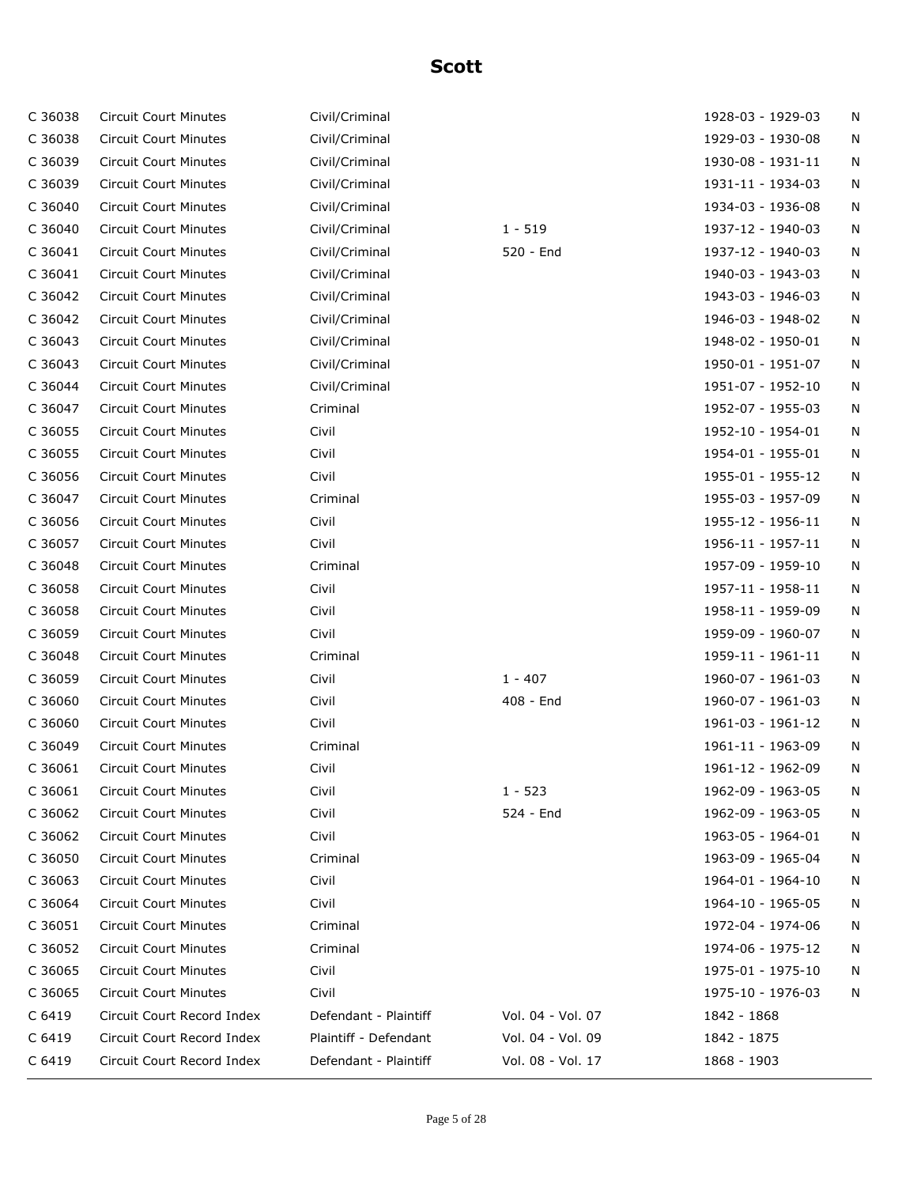# Scott

| | | | | | |
|---|---|---|---|---|---|
| C 36038 | Circuit Court Minutes | Civil/Criminal | | 1928-03 - 1929-03 | N |
| C 36038 | Circuit Court Minutes | Civil/Criminal | | 1929-03 - 1930-08 | N |
| C 36039 | Circuit Court Minutes | Civil/Criminal | | 1930-08 - 1931-11 | N |
| C 36039 | Circuit Court Minutes | Civil/Criminal | | 1931-11 - 1934-03 | N |
| C 36040 | Circuit Court Minutes | Civil/Criminal | | 1934-03 - 1936-08 | N |
| C 36040 | Circuit Court Minutes | Civil/Criminal | 1 - 519 | 1937-12 - 1940-03 | N |
| C 36041 | Circuit Court Minutes | Civil/Criminal | 520 - End | 1937-12 - 1940-03 | N |
| C 36041 | Circuit Court Minutes | Civil/Criminal | | 1940-03 - 1943-03 | N |
| C 36042 | Circuit Court Minutes | Civil/Criminal | | 1943-03 - 1946-03 | N |
| C 36042 | Circuit Court Minutes | Civil/Criminal | | 1946-03 - 1948-02 | N |
| C 36043 | Circuit Court Minutes | Civil/Criminal | | 1948-02 - 1950-01 | N |
| C 36043 | Circuit Court Minutes | Civil/Criminal | | 1950-01 - 1951-07 | N |
| C 36044 | Circuit Court Minutes | Civil/Criminal | | 1951-07 - 1952-10 | N |
| C 36047 | Circuit Court Minutes | Criminal | | 1952-07 - 1955-03 | N |
| C 36055 | Circuit Court Minutes | Civil | | 1952-10 - 1954-01 | N |
| C 36055 | Circuit Court Minutes | Civil | | 1954-01 - 1955-01 | N |
| C 36056 | Circuit Court Minutes | Civil | | 1955-01 - 1955-12 | N |
| C 36047 | Circuit Court Minutes | Criminal | | 1955-03 - 1957-09 | N |
| C 36056 | Circuit Court Minutes | Civil | | 1955-12 - 1956-11 | N |
| C 36057 | Circuit Court Minutes | Civil | | 1956-11 - 1957-11 | N |
| C 36048 | Circuit Court Minutes | Criminal | | 1957-09 - 1959-10 | N |
| C 36058 | Circuit Court Minutes | Civil | | 1957-11 - 1958-11 | N |
| C 36058 | Circuit Court Minutes | Civil | | 1958-11 - 1959-09 | N |
| C 36059 | Circuit Court Minutes | Civil | | 1959-09 - 1960-07 | N |
| C 36048 | Circuit Court Minutes | Criminal | | 1959-11 - 1961-11 | N |
| C 36059 | Circuit Court Minutes | Civil | 1 - 407 | 1960-07 - 1961-03 | N |
| C 36060 | Circuit Court Minutes | Civil | 408 - End | 1960-07 - 1961-03 | N |
| C 36060 | Circuit Court Minutes | Civil | | 1961-03 - 1961-12 | N |
| C 36049 | Circuit Court Minutes | Criminal | | 1961-11 - 1963-09 | N |
| C 36061 | Circuit Court Minutes | Civil | | 1961-12 - 1962-09 | N |
| C 36061 | Circuit Court Minutes | Civil | 1 - 523 | 1962-09 - 1963-05 | N |
| C 36062 | Circuit Court Minutes | Civil | 524 - End | 1962-09 - 1963-05 | N |
| C 36062 | Circuit Court Minutes | Civil | | 1963-05 - 1964-01 | N |
| C 36050 | Circuit Court Minutes | Criminal | | 1963-09 - 1965-04 | N |
| C 36063 | Circuit Court Minutes | Civil | | 1964-01 - 1964-10 | N |
| C 36064 | Circuit Court Minutes | Civil | | 1964-10 - 1965-05 | N |
| C 36051 | Circuit Court Minutes | Criminal | | 1972-04 - 1974-06 | N |
| C 36052 | Circuit Court Minutes | Criminal | | 1974-06 - 1975-12 | N |
| C 36065 | Circuit Court Minutes | Civil | | 1975-01 - 1975-10 | N |
| C 36065 | Circuit Court Minutes | Civil | | 1975-10 - 1976-03 | N |
| C 6419 | Circuit Court Record Index | Defendant - Plaintiff | Vol. 04 - Vol. 07 | 1842 - 1868 | |
| C 6419 | Circuit Court Record Index | Plaintiff - Defendant | Vol. 04 - Vol. 09 | 1842 - 1875 | |
| C 6419 | Circuit Court Record Index | Defendant - Plaintiff | Vol. 08 - Vol. 17 | 1868 - 1903 | |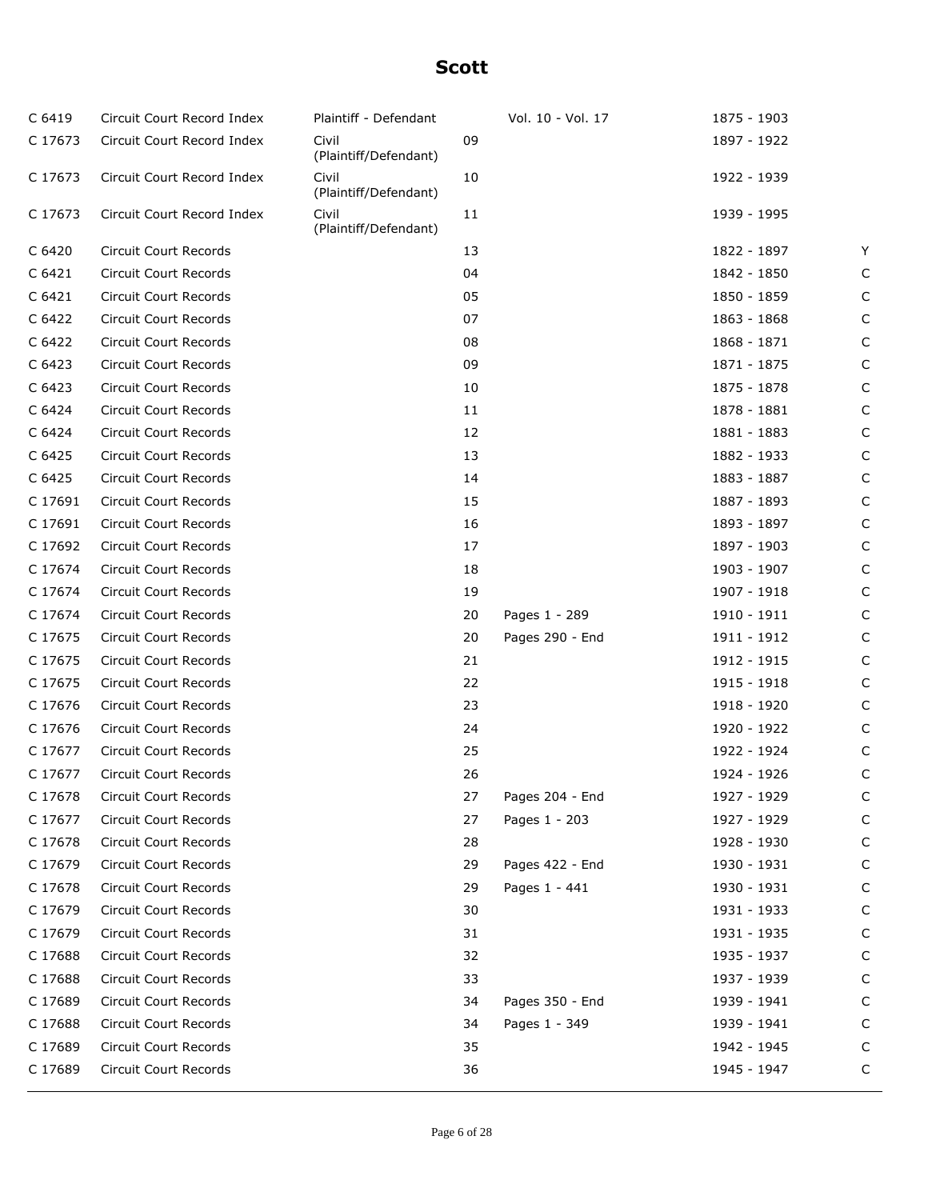# Scott

| | | | | | | |
|---|---|---|---|---|---|---|
| C 6419 | Circuit Court Record Index | Plaintiff - Defendant | | Vol. 10 - Vol. 17 | 1875 - 1903 | |
| C 17673 | Circuit Court Record Index | Civil (Plaintiff/Defendant) | 09 | | 1897 - 1922 | |
| C 17673 | Circuit Court Record Index | Civil (Plaintiff/Defendant) | 10 | | 1922 - 1939 | |
| C 17673 | Circuit Court Record Index | Civil (Plaintiff/Defendant) | 11 | | 1939 - 1995 | |
| C 6420 | Circuit Court Records | | 13 | | 1822 - 1897 | Y |
| C 6421 | Circuit Court Records | | 04 | | 1842 - 1850 | C |
| C 6421 | Circuit Court Records | | 05 | | 1850 - 1859 | C |
| C 6422 | Circuit Court Records | | 07 | | 1863 - 1868 | C |
| C 6422 | Circuit Court Records | | 08 | | 1868 - 1871 | C |
| C 6423 | Circuit Court Records | | 09 | | 1871 - 1875 | C |
| C 6423 | Circuit Court Records | | 10 | | 1875 - 1878 | C |
| C 6424 | Circuit Court Records | | 11 | | 1878 - 1881 | C |
| C 6424 | Circuit Court Records | | 12 | | 1881 - 1883 | C |
| C 6425 | Circuit Court Records | | 13 | | 1882 - 1933 | C |
| C 6425 | Circuit Court Records | | 14 | | 1883 - 1887 | C |
| C 17691 | Circuit Court Records | | 15 | | 1887 - 1893 | C |
| C 17691 | Circuit Court Records | | 16 | | 1893 - 1897 | C |
| C 17692 | Circuit Court Records | | 17 | | 1897 - 1903 | C |
| C 17674 | Circuit Court Records | | 18 | | 1903 - 1907 | C |
| C 17674 | Circuit Court Records | | 19 | | 1907 - 1918 | C |
| C 17674 | Circuit Court Records | | 20 | Pages 1 - 289 | 1910 - 1911 | C |
| C 17675 | Circuit Court Records | | 20 | Pages 290 - End | 1911 - 1912 | C |
| C 17675 | Circuit Court Records | | 21 | | 1912 - 1915 | C |
| C 17675 | Circuit Court Records | | 22 | | 1915 - 1918 | C |
| C 17676 | Circuit Court Records | | 23 | | 1918 - 1920 | C |
| C 17676 | Circuit Court Records | | 24 | | 1920 - 1922 | C |
| C 17677 | Circuit Court Records | | 25 | | 1922 - 1924 | C |
| C 17677 | Circuit Court Records | | 26 | | 1924 - 1926 | C |
| C 17678 | Circuit Court Records | | 27 | Pages 204 - End | 1927 - 1929 | C |
| C 17677 | Circuit Court Records | | 27 | Pages 1 - 203 | 1927 - 1929 | C |
| C 17678 | Circuit Court Records | | 28 | | 1928 - 1930 | C |
| C 17679 | Circuit Court Records | | 29 | Pages 422 - End | 1930 - 1931 | C |
| C 17678 | Circuit Court Records | | 29 | Pages 1 - 441 | 1930 - 1931 | C |
| C 17679 | Circuit Court Records | | 30 | | 1931 - 1933 | C |
| C 17679 | Circuit Court Records | | 31 | | 1931 - 1935 | C |
| C 17688 | Circuit Court Records | | 32 | | 1935 - 1937 | C |
| C 17688 | Circuit Court Records | | 33 | | 1937 - 1939 | C |
| C 17689 | Circuit Court Records | | 34 | Pages 350 - End | 1939 - 1941 | C |
| C 17688 | Circuit Court Records | | 34 | Pages 1 - 349 | 1939 - 1941 | C |
| C 17689 | Circuit Court Records | | 35 | | 1942 - 1945 | C |
| C 17689 | Circuit Court Records | | 36 | | 1945 - 1947 | C |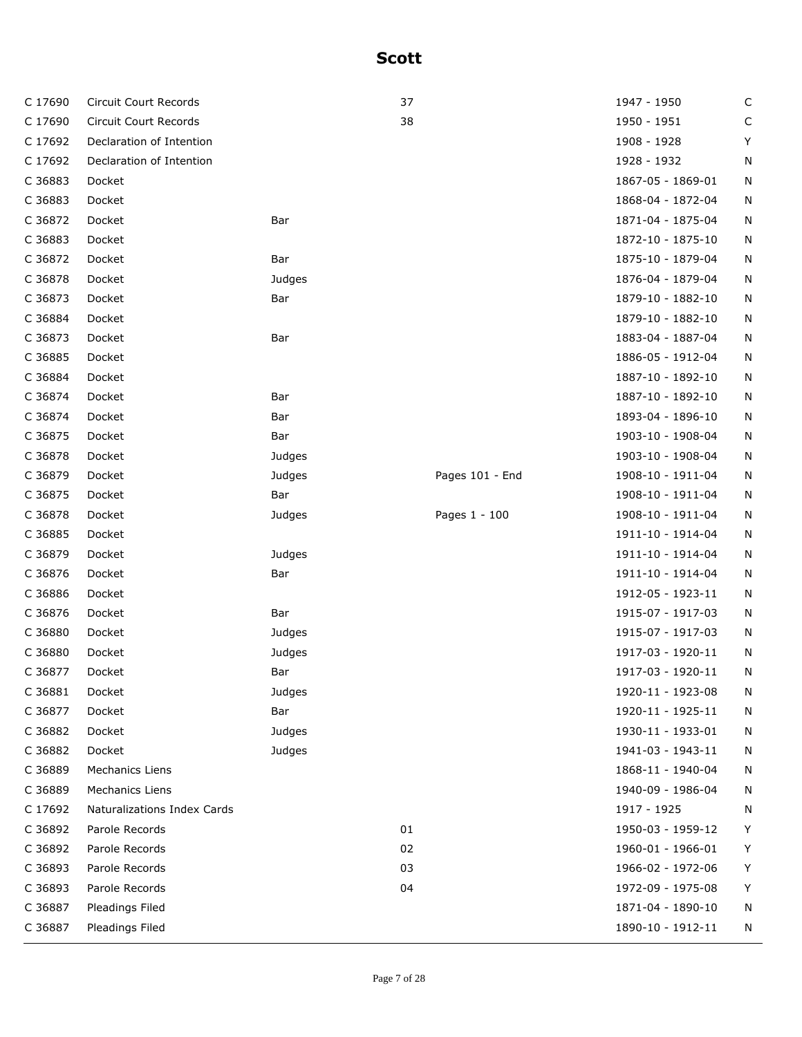# Scott

| | | | | | | |
|---|---|---|---|---|---|---|
| C 17690 | Circuit Court Records | | 37 | | 1947 - 1950 | C |
| C 17690 | Circuit Court Records | | 38 | | 1950 - 1951 | C |
| C 17692 | Declaration of Intention | | | | 1908 - 1928 | Y |
| C 17692 | Declaration of Intention | | | | 1928 - 1932 | N |
| C 36883 | Docket | | | | 1867-05 - 1869-01 | N |
| C 36883 | Docket | | | | 1868-04 - 1872-04 | N |
| C 36872 | Docket | Bar | | | 1871-04 - 1875-04 | N |
| C 36883 | Docket | | | | 1872-10 - 1875-10 | N |
| C 36872 | Docket | Bar | | | 1875-10 - 1879-04 | N |
| C 36878 | Docket | Judges | | | 1876-04 - 1879-04 | N |
| C 36873 | Docket | Bar | | | 1879-10 - 1882-10 | N |
| C 36884 | Docket | | | | 1879-10 - 1882-10 | N |
| C 36873 | Docket | Bar | | | 1883-04 - 1887-04 | N |
| C 36885 | Docket | | | | 1886-05 - 1912-04 | N |
| C 36884 | Docket | | | | 1887-10 - 1892-10 | N |
| C 36874 | Docket | Bar | | | 1887-10 - 1892-10 | N |
| C 36874 | Docket | Bar | | | 1893-04 - 1896-10 | N |
| C 36875 | Docket | Bar | | | 1903-10 - 1908-04 | N |
| C 36878 | Docket | Judges | | | 1903-10 - 1908-04 | N |
| C 36879 | Docket | Judges | | Pages 101 - End | 1908-10 - 1911-04 | N |
| C 36875 | Docket | Bar | | | 1908-10 - 1911-04 | N |
| C 36878 | Docket | Judges | | Pages 1 - 100 | 1908-10 - 1911-04 | N |
| C 36885 | Docket | | | | 1911-10 - 1914-04 | N |
| C 36879 | Docket | Judges | | | 1911-10 - 1914-04 | N |
| C 36876 | Docket | Bar | | | 1911-10 - 1914-04 | N |
| C 36886 | Docket | | | | 1912-05 - 1923-11 | N |
| C 36876 | Docket | Bar | | | 1915-07 - 1917-03 | N |
| C 36880 | Docket | Judges | | | 1915-07 - 1917-03 | N |
| C 36880 | Docket | Judges | | | 1917-03 - 1920-11 | N |
| C 36877 | Docket | Bar | | | 1917-03 - 1920-11 | N |
| C 36881 | Docket | Judges | | | 1920-11 - 1923-08 | N |
| C 36877 | Docket | Bar | | | 1920-11 - 1925-11 | N |
| C 36882 | Docket | Judges | | | 1930-11 - 1933-01 | N |
| C 36882 | Docket | Judges | | | 1941-03 - 1943-11 | N |
| C 36889 | Mechanics Liens | | | | 1868-11 - 1940-04 | N |
| C 36889 | Mechanics Liens | | | | 1940-09 - 1986-04 | N |
| C 17692 | Naturalizations Index Cards | | | | 1917 - 1925 | N |
| C 36892 | Parole Records | | 01 | | 1950-03 - 1959-12 | Y |
| C 36892 | Parole Records | | 02 | | 1960-01 - 1966-01 | Y |
| C 36893 | Parole Records | | 03 | | 1966-02 - 1972-06 | Y |
| C 36893 | Parole Records | | 04 | | 1972-09 - 1975-08 | Y |
| C 36887 | Pleadings Filed | | | | 1871-04 - 1890-10 | N |
| C 36887 | Pleadings Filed | | | | 1890-10 - 1912-11 | N |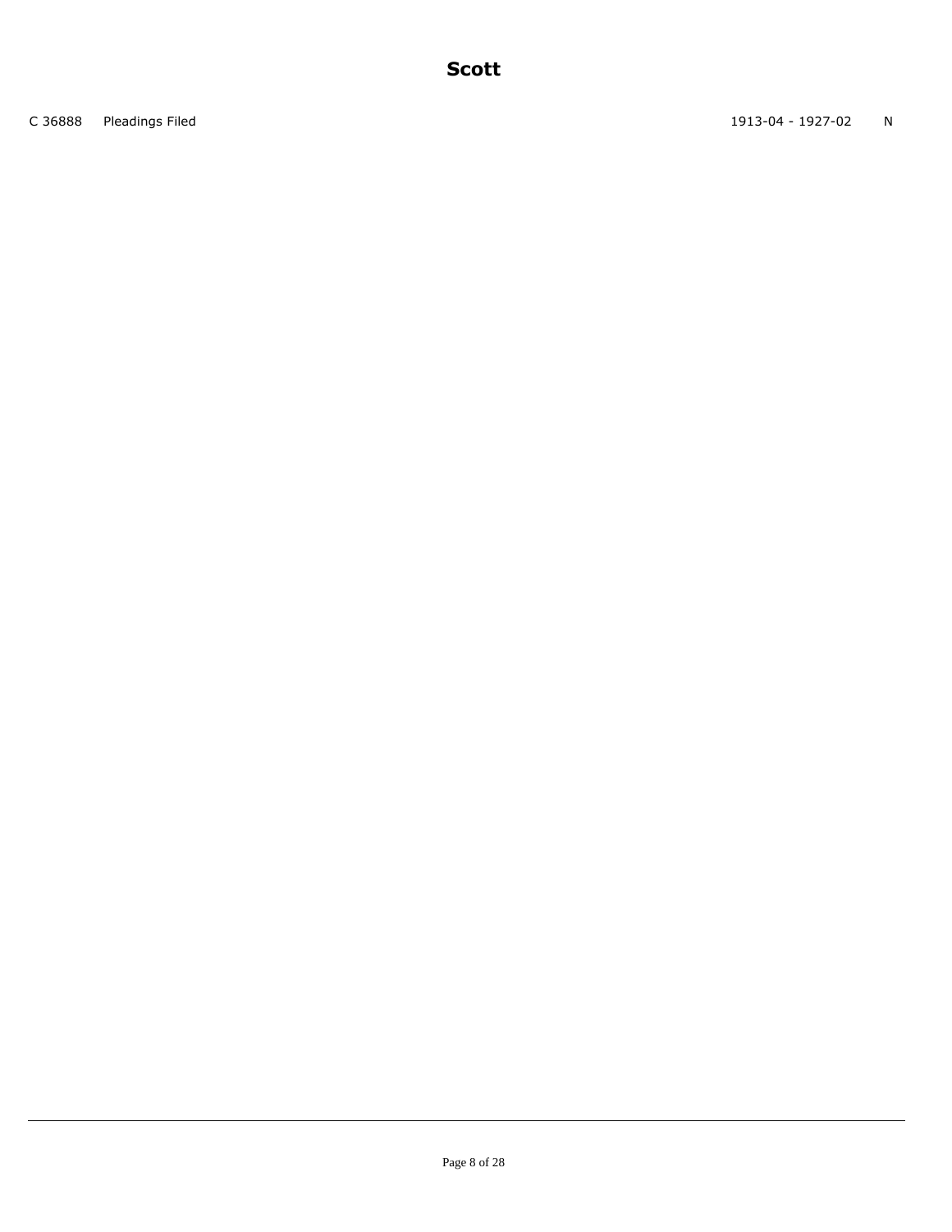# Scott

| | | | |
|---|---|---|---|
| C 36888 | Pleadings Filed | 1913-04 - 1927-02 | N |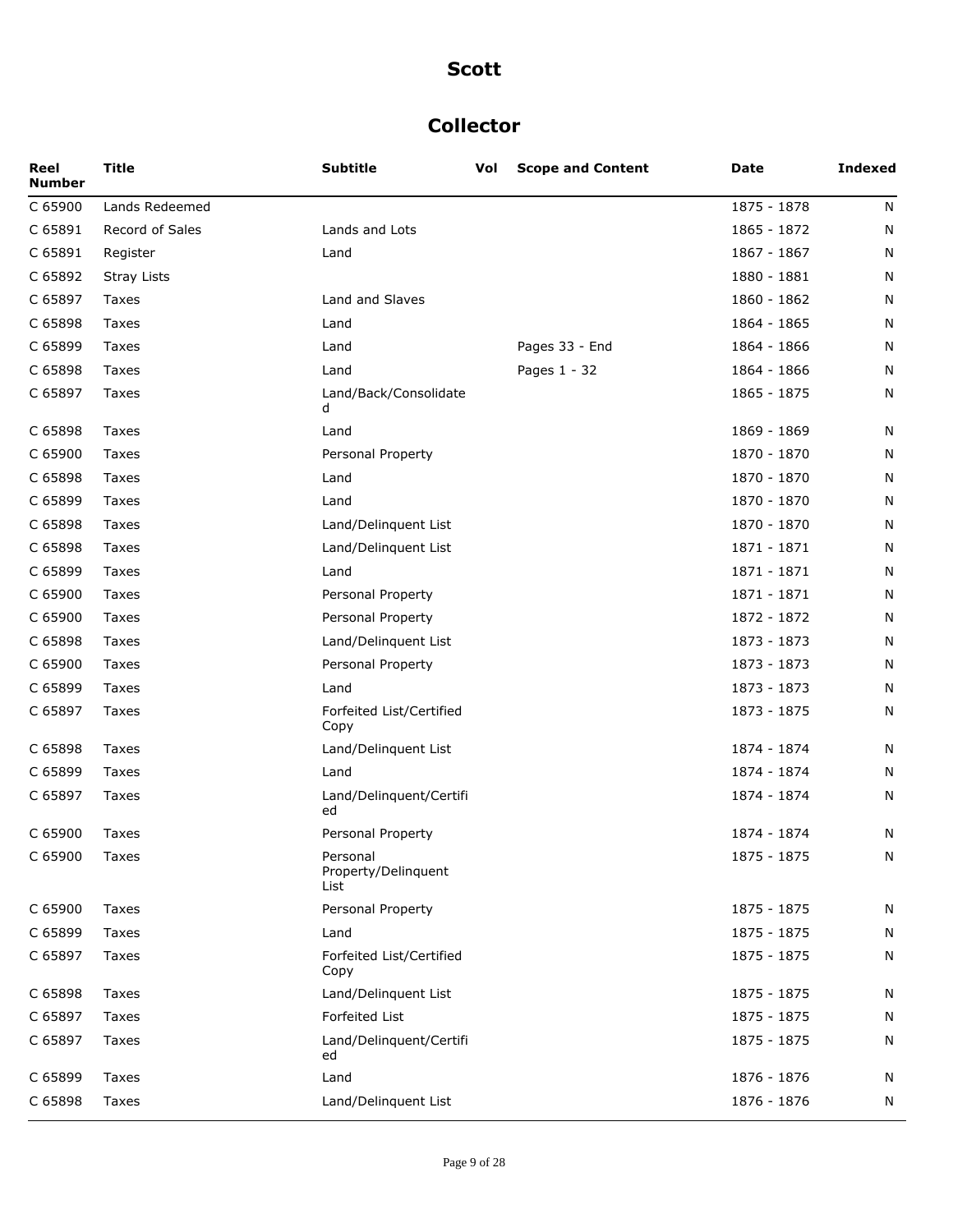# Scott

## Collector

| Reel Number | Title | Subtitle | Vol | Scope and Content | Date | Indexed |
|---|---|---|---|---|---|---|
| C 65900 | Lands Redeemed | | | | 1875 - 1878 | N |
| C 65891 | Record of Sales | Lands and Lots | | | 1865 - 1872 | N |
| C 65891 | Register | Land | | | 1867 - 1867 | N |
| C 65892 | Stray Lists | | | | 1880 - 1881 | N |
| C 65897 | Taxes | Land and Slaves | | | 1860 - 1862 | N |
| C 65898 | Taxes | Land | | | 1864 - 1865 | N |
| C 65899 | Taxes | Land | | Pages 33 - End | 1864 - 1866 | N |
| C 65898 | Taxes | Land | | Pages 1 - 32 | 1864 - 1866 | N |
| C 65897 | Taxes | Land/Back/Consolidated | | | 1865 - 1875 | N |
| C 65898 | Taxes | Land | | | 1869 - 1869 | N |
| C 65900 | Taxes | Personal Property | | | 1870 - 1870 | N |
| C 65898 | Taxes | Land | | | 1870 - 1870 | N |
| C 65899 | Taxes | Land | | | 1870 - 1870 | N |
| C 65898 | Taxes | Land/Delinquent List | | | 1870 - 1870 | N |
| C 65898 | Taxes | Land/Delinquent List | | | 1871 - 1871 | N |
| C 65899 | Taxes | Land | | | 1871 - 1871 | N |
| C 65900 | Taxes | Personal Property | | | 1871 - 1871 | N |
| C 65900 | Taxes | Personal Property | | | 1872 - 1872 | N |
| C 65898 | Taxes | Land/Delinquent List | | | 1873 - 1873 | N |
| C 65900 | Taxes | Personal Property | | | 1873 - 1873 | N |
| C 65899 | Taxes | Land | | | 1873 - 1873 | N |
| C 65897 | Taxes | Forfeited List/Certified Copy | | | 1873 - 1875 | N |
| C 65898 | Taxes | Land/Delinquent List | | | 1874 - 1874 | N |
| C 65899 | Taxes | Land | | | 1874 - 1874 | N |
| C 65897 | Taxes | Land/Delinquent/Certified | | | 1874 - 1874 | N |
| C 65900 | Taxes | Personal Property | | | 1874 - 1874 | N |
| C 65900 | Taxes | Personal Property/Delinquent List | | | 1875 - 1875 | N |
| C 65900 | Taxes | Personal Property | | | 1875 - 1875 | N |
| C 65899 | Taxes | Land | | | 1875 - 1875 | N |
| C 65897 | Taxes | Forfeited List/Certified Copy | | | 1875 - 1875 | N |
| C 65898 | Taxes | Land/Delinquent List | | | 1875 - 1875 | N |
| C 65897 | Taxes | Forfeited List | | | 1875 - 1875 | N |
| C 65897 | Taxes | Land/Delinquent/Certified | | | 1875 - 1875 | N |
| C 65899 | Taxes | Land | | | 1876 - 1876 | N |
| C 65898 | Taxes | Land/Delinquent List | | | 1876 - 1876 | N |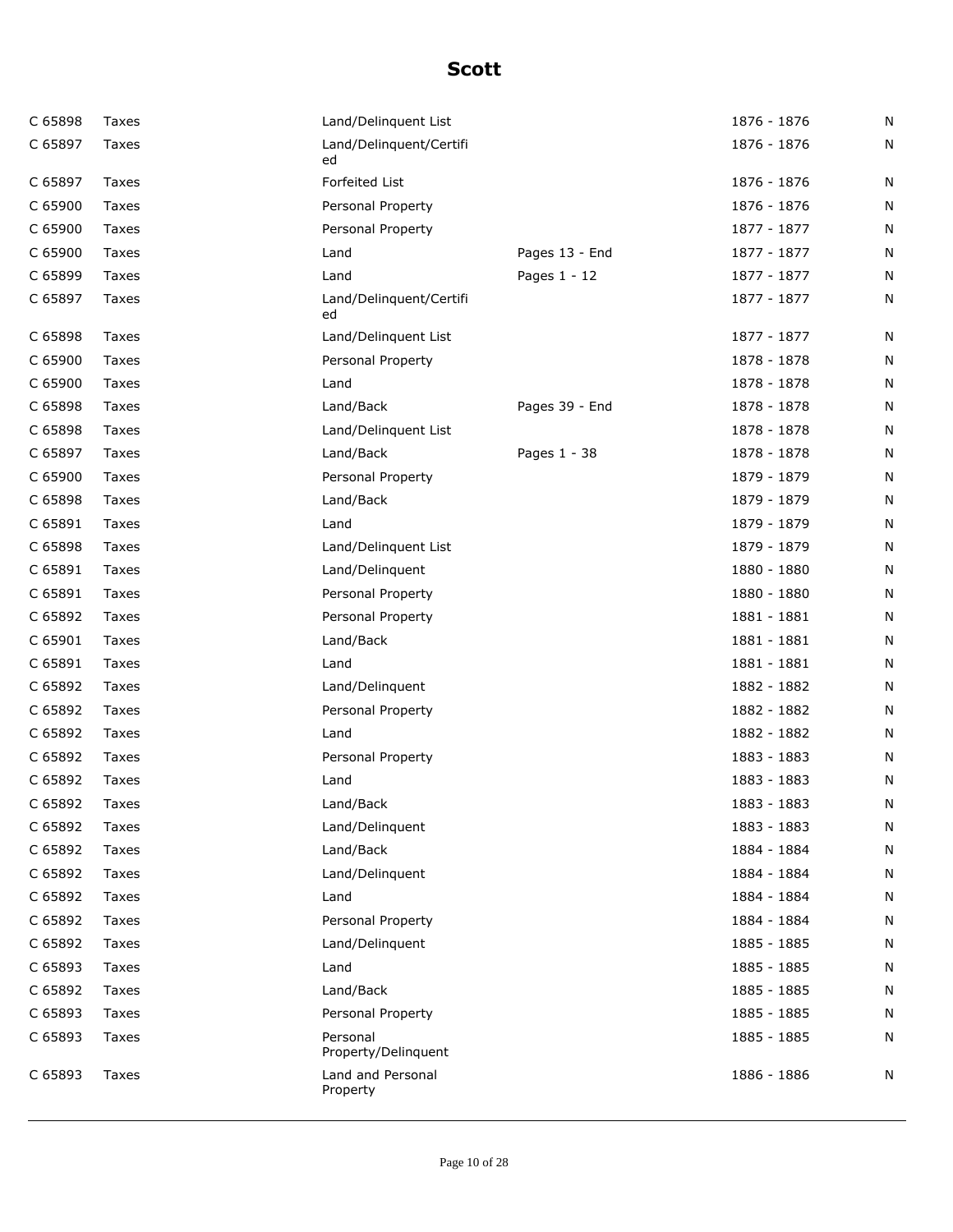# Scott

| | | | | | |
|---|---|---|---|---|---|
| C 65898 | Taxes | Land/Delinquent List | | 1876 - 1876 | N |
| C 65897 | Taxes | Land/Delinquent/Certified | | 1876 - 1876 | N |
| C 65897 | Taxes | Forfeited List | | 1876 - 1876 | N |
| C 65900 | Taxes | Personal Property | | 1876 - 1876 | N |
| C 65900 | Taxes | Personal Property | | 1877 - 1877 | N |
| C 65900 | Taxes | Land | Pages 13 - End | 1877 - 1877 | N |
| C 65899 | Taxes | Land | Pages 1 - 12 | 1877 - 1877 | N |
| C 65897 | Taxes | Land/Delinquent/Certified | | 1877 - 1877 | N |
| C 65898 | Taxes | Land/Delinquent List | | 1877 - 1877 | N |
| C 65900 | Taxes | Personal Property | | 1878 - 1878 | N |
| C 65900 | Taxes | Land | | 1878 - 1878 | N |
| C 65898 | Taxes | Land/Back | Pages 39 - End | 1878 - 1878 | N |
| C 65898 | Taxes | Land/Delinquent List | | 1878 - 1878 | N |
| C 65897 | Taxes | Land/Back | Pages 1 - 38 | 1878 - 1878 | N |
| C 65900 | Taxes | Personal Property | | 1879 - 1879 | N |
| C 65898 | Taxes | Land/Back | | 1879 - 1879 | N |
| C 65891 | Taxes | Land | | 1879 - 1879 | N |
| C 65898 | Taxes | Land/Delinquent List | | 1879 - 1879 | N |
| C 65891 | Taxes | Land/Delinquent | | 1880 - 1880 | N |
| C 65891 | Taxes | Personal Property | | 1880 - 1880 | N |
| C 65892 | Taxes | Personal Property | | 1881 - 1881 | N |
| C 65901 | Taxes | Land/Back | | 1881 - 1881 | N |
| C 65891 | Taxes | Land | | 1881 - 1881 | N |
| C 65892 | Taxes | Land/Delinquent | | 1882 - 1882 | N |
| C 65892 | Taxes | Personal Property | | 1882 - 1882 | N |
| C 65892 | Taxes | Land | | 1882 - 1882 | N |
| C 65892 | Taxes | Personal Property | | 1883 - 1883 | N |
| C 65892 | Taxes | Land | | 1883 - 1883 | N |
| C 65892 | Taxes | Land/Back | | 1883 - 1883 | N |
| C 65892 | Taxes | Land/Delinquent | | 1883 - 1883 | N |
| C 65892 | Taxes | Land/Back | | 1884 - 1884 | N |
| C 65892 | Taxes | Land/Delinquent | | 1884 - 1884 | N |
| C 65892 | Taxes | Land | | 1884 - 1884 | N |
| C 65892 | Taxes | Personal Property | | 1884 - 1884 | N |
| C 65892 | Taxes | Land/Delinquent | | 1885 - 1885 | N |
| C 65893 | Taxes | Land | | 1885 - 1885 | N |
| C 65892 | Taxes | Land/Back | | 1885 - 1885 | N |
| C 65893 | Taxes | Personal Property | | 1885 - 1885 | N |
| C 65893 | Taxes | Personal Property/Delinquent | | 1885 - 1885 | N |
| C 65893 | Taxes | Land and Personal Property | | 1886 - 1886 | N |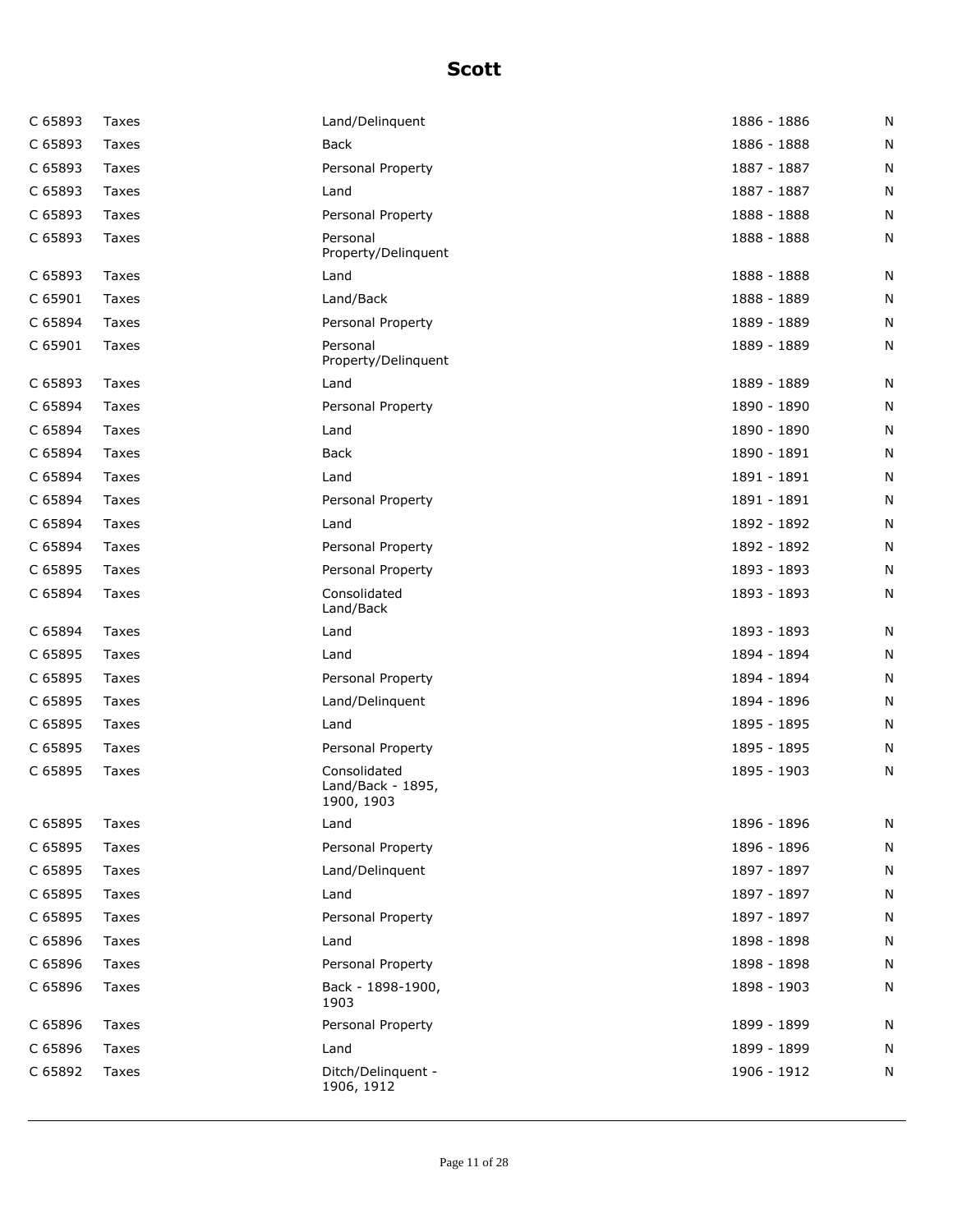# Scott

| | | | | |
|---|---|---|---|---|
| C 65893 | Taxes | Land/Delinquent | 1886 - 1886 | N |
| C 65893 | Taxes | Back | 1886 - 1888 | N |
| C 65893 | Taxes | Personal Property | 1887 - 1887 | N |
| C 65893 | Taxes | Land | 1887 - 1887 | N |
| C 65893 | Taxes | Personal Property | 1888 - 1888 | N |
| C 65893 | Taxes | Personal Property/Delinquent | 1888 - 1888 | N |
| C 65893 | Taxes | Land | 1888 - 1888 | N |
| C 65901 | Taxes | Land/Back | 1888 - 1889 | N |
| C 65894 | Taxes | Personal Property | 1889 - 1889 | N |
| C 65901 | Taxes | Personal Property/Delinquent | 1889 - 1889 | N |
| C 65893 | Taxes | Land | 1889 - 1889 | N |
| C 65894 | Taxes | Personal Property | 1890 - 1890 | N |
| C 65894 | Taxes | Land | 1890 - 1890 | N |
| C 65894 | Taxes | Back | 1890 - 1891 | N |
| C 65894 | Taxes | Land | 1891 - 1891 | N |
| C 65894 | Taxes | Personal Property | 1891 - 1891 | N |
| C 65894 | Taxes | Land | 1892 - 1892 | N |
| C 65894 | Taxes | Personal Property | 1892 - 1892 | N |
| C 65895 | Taxes | Personal Property | 1893 - 1893 | N |
| C 65894 | Taxes | Consolidated Land/Back | 1893 - 1893 | N |
| C 65894 | Taxes | Land | 1893 - 1893 | N |
| C 65895 | Taxes | Land | 1894 - 1894 | N |
| C 65895 | Taxes | Personal Property | 1894 - 1894 | N |
| C 65895 | Taxes | Land/Delinquent | 1894 - 1896 | N |
| C 65895 | Taxes | Land | 1895 - 1895 | N |
| C 65895 | Taxes | Personal Property | 1895 - 1895 | N |
| C 65895 | Taxes | Consolidated Land/Back - 1895, 1900, 1903 | 1895 - 1903 | N |
| C 65895 | Taxes | Land | 1896 - 1896 | N |
| C 65895 | Taxes | Personal Property | 1896 - 1896 | N |
| C 65895 | Taxes | Land/Delinquent | 1897 - 1897 | N |
| C 65895 | Taxes | Land | 1897 - 1897 | N |
| C 65895 | Taxes | Personal Property | 1897 - 1897 | N |
| C 65896 | Taxes | Land | 1898 - 1898 | N |
| C 65896 | Taxes | Personal Property | 1898 - 1898 | N |
| C 65896 | Taxes | Back - 1898-1900, 1903 | 1898 - 1903 | N |
| C 65896 | Taxes | Personal Property | 1899 - 1899 | N |
| C 65896 | Taxes | Land | 1899 - 1899 | N |
| C 65892 | Taxes | Ditch/Delinquent - 1906, 1912 | 1906 - 1912 | N |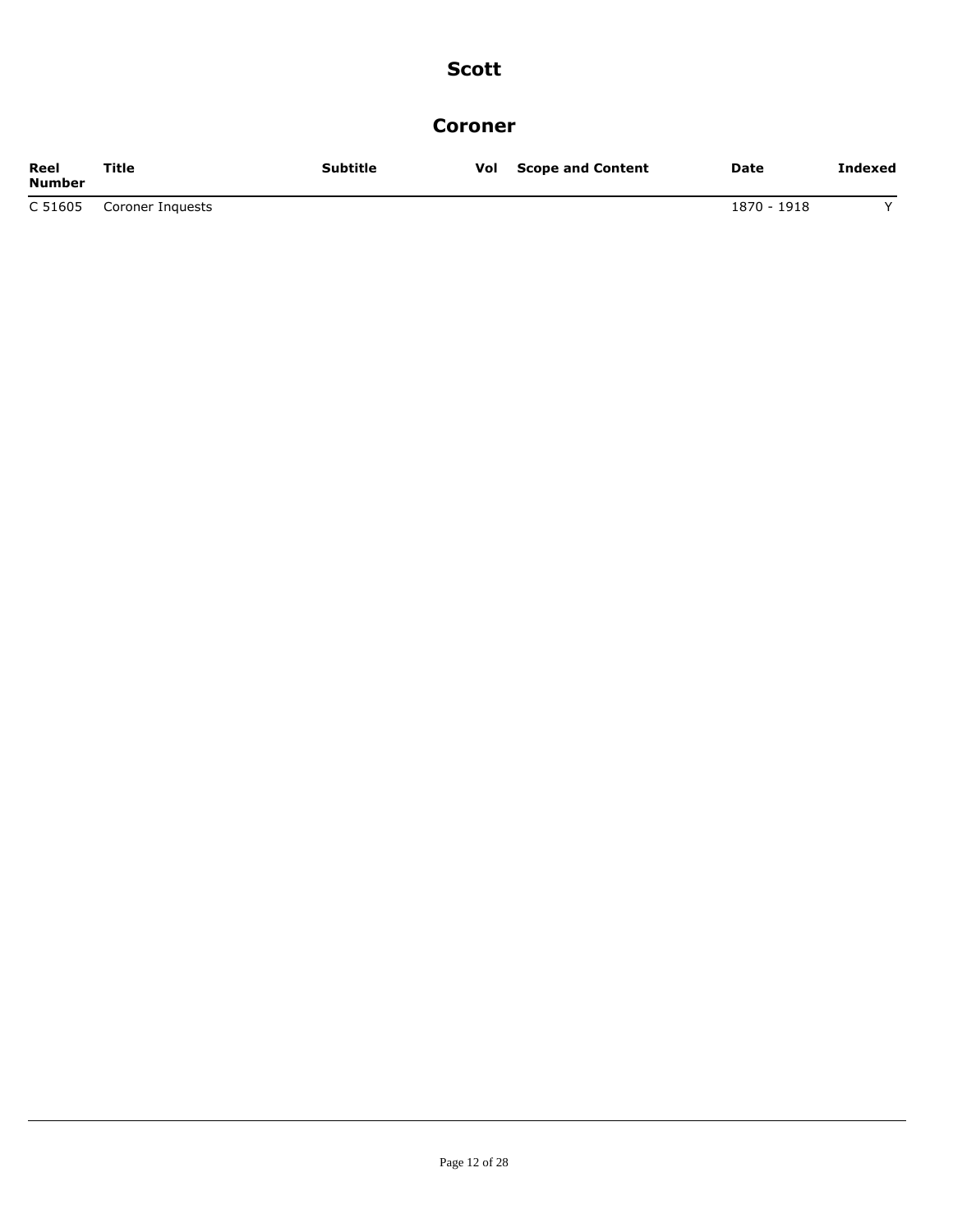# Scott

## Coroner

| Reel Number | Title | Subtitle | Vol | Scope and Content | Date | Indexed |
|---|---|---|---|---|---|---|
| C 51605 | Coroner Inquests | | | | 1870 - 1918 | Y |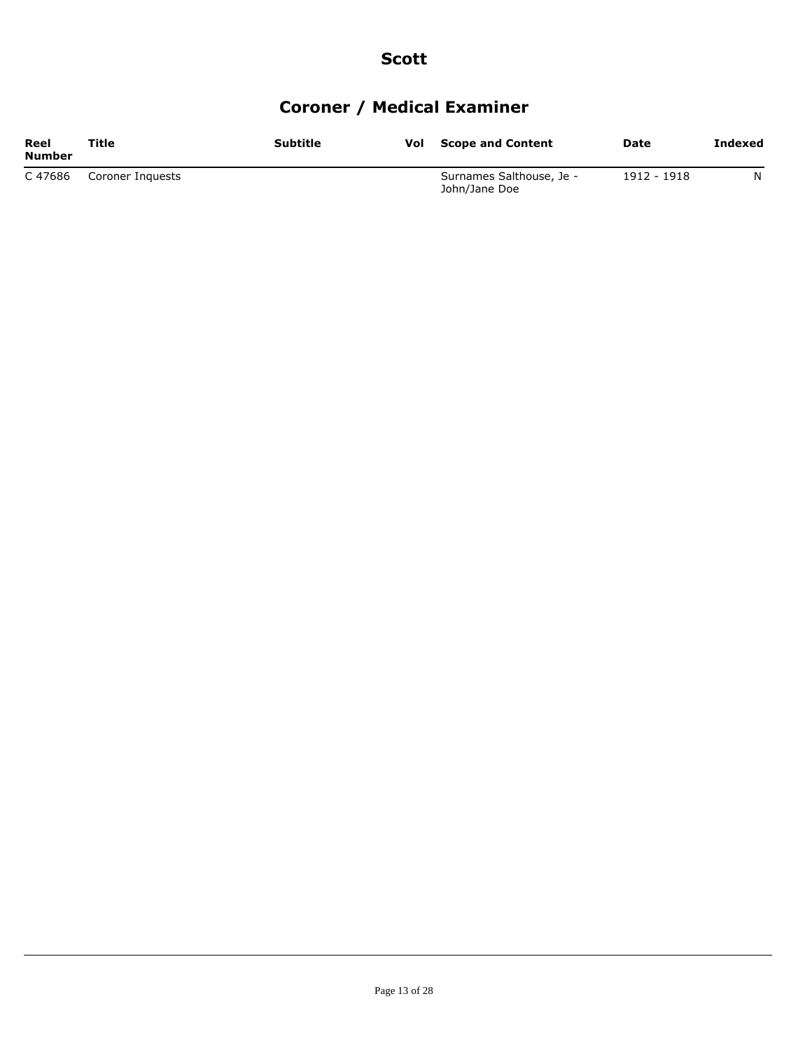# Scott

## Coroner / Medical Examiner

| Reel Number | Title | Subtitle | Vol | Scope and Content | Date | Indexed |
|---|---|---|---|---|---|---|
| C 47686 | Coroner Inquests | | | Surnames Salthouse, Je - John/Jane Doe | 1912 - 1918 | N |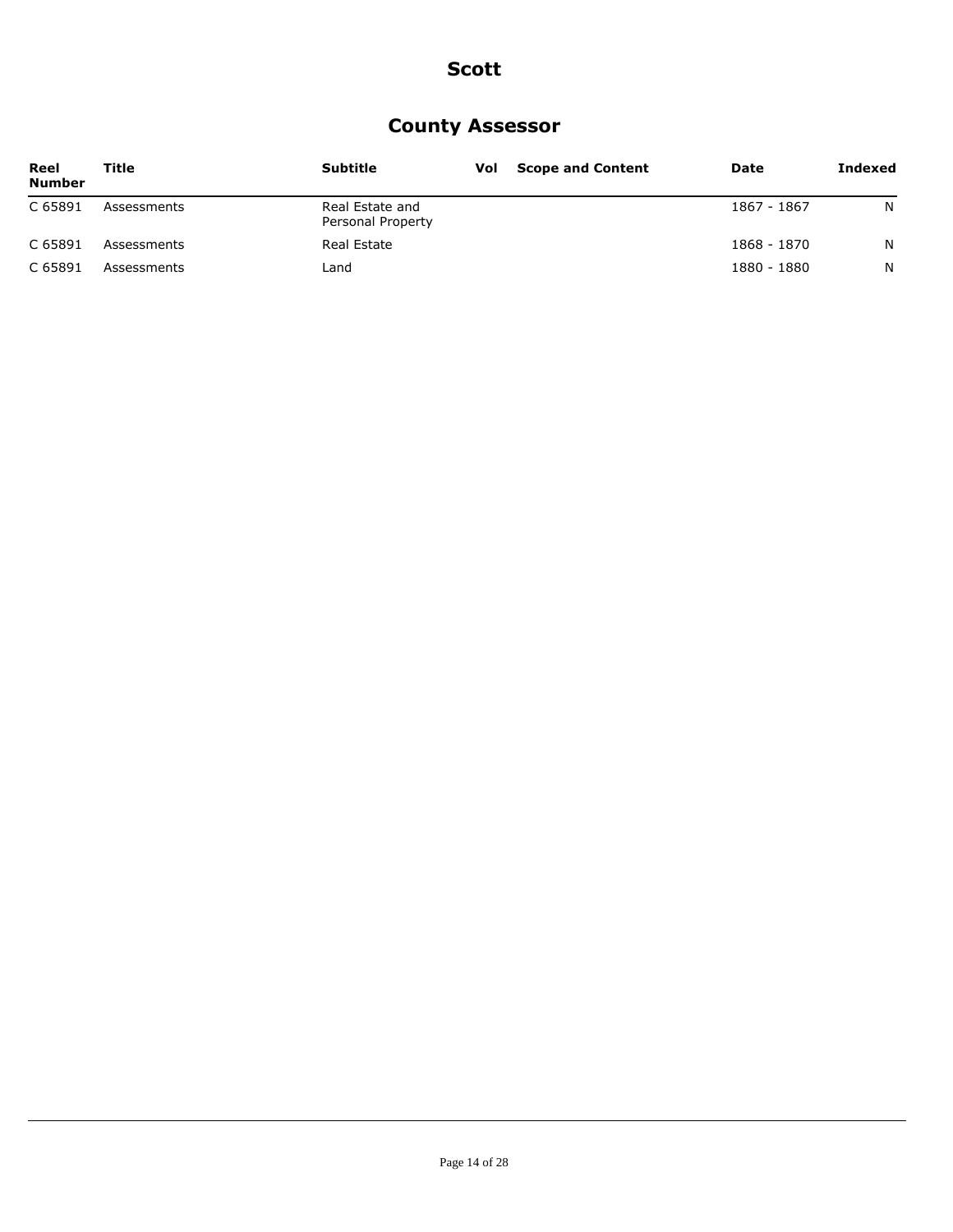# Scott

## County Assessor

| Reel Number | Title | Subtitle | Vol | Scope and Content | Date | Indexed |
|---|---|---|---|---|---|---|
| C 65891 | Assessments | Real Estate and Personal Property | | | 1867 - 1867 | N |
| C 65891 | Assessments | Real Estate | | | 1868 - 1870 | N |
| C 65891 | Assessments | Land | | | 1880 - 1880 | N |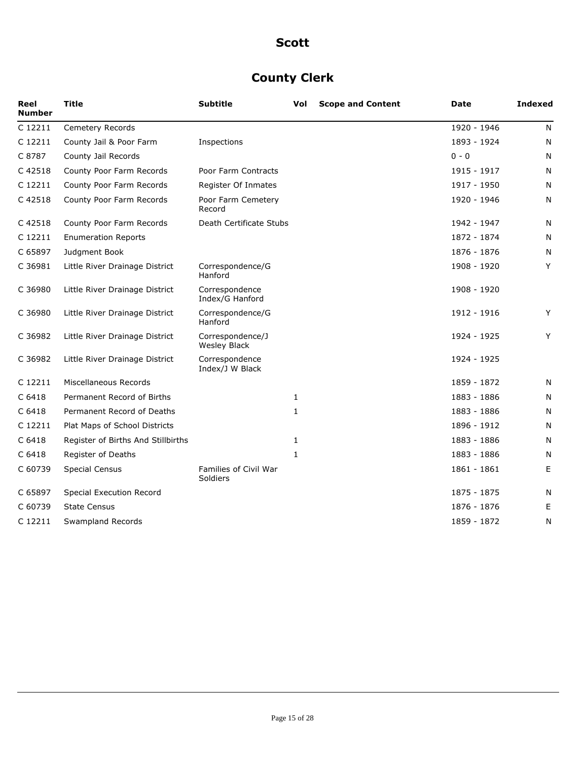# Scott

## County Clerk

| Reel Number | Title | Subtitle | Vol | Scope and Content | Date | Indexed |
|---|---|---|---|---|---|---|
| C 12211 | Cemetery Records | | | | 1920 - 1946 | N |
| C 12211 | County Jail & Poor Farm | Inspections | | | 1893 - 1924 | N |
| C 8787 | County Jail Records | | | | 0 - 0 | N |
| C 42518 | County Poor Farm Records | Poor Farm Contracts | | | 1915 - 1917 | N |
| C 12211 | County Poor Farm Records | Register Of Inmates | | | 1917 - 1950 | N |
| C 42518 | County Poor Farm Records | Poor Farm Cemetery Record | | | 1920 - 1946 | N |
| C 42518 | County Poor Farm Records | Death Certificate Stubs | | | 1942 - 1947 | N |
| C 12211 | Enumeration Reports | | | | 1872 - 1874 | N |
| C 65897 | Judgment Book | | | | 1876 - 1876 | N |
| C 36981 | Little River Drainage District | Correspondence/G Hanford | | | 1908 - 1920 | Y |
| C 36980 | Little River Drainage District | Correspondence Index/G Hanford | | | 1908 - 1920 | |
| C 36980 | Little River Drainage District | Correspondence/G Hanford | | | 1912 - 1916 | Y |
| C 36982 | Little River Drainage District | Correspondence/J Wesley Black | | | 1924 - 1925 | Y |
| C 36982 | Little River Drainage District | Correspondence Index/J W Black | | | 1924 - 1925 | |
| C 12211 | Miscellaneous Records | | | | 1859 - 1872 | N |
| C 6418 | Permanent Record of Births | | 1 | | 1883 - 1886 | N |
| C 6418 | Permanent Record of Deaths | | 1 | | 1883 - 1886 | N |
| C 12211 | Plat Maps of School Districts | | | | 1896 - 1912 | N |
| C 6418 | Register of Births And Stillbirths | | 1 | | 1883 - 1886 | N |
| C 6418 | Register of Deaths | | 1 | | 1883 - 1886 | N |
| C 60739 | Special Census | Families of Civil War Soldiers | | | 1861 - 1861 | E |
| C 65897 | Special Execution Record | | | | 1875 - 1875 | N |
| C 60739 | State Census | | | | 1876 - 1876 | E |
| C 12211 | Swampland Records | | | | 1859 - 1872 | N |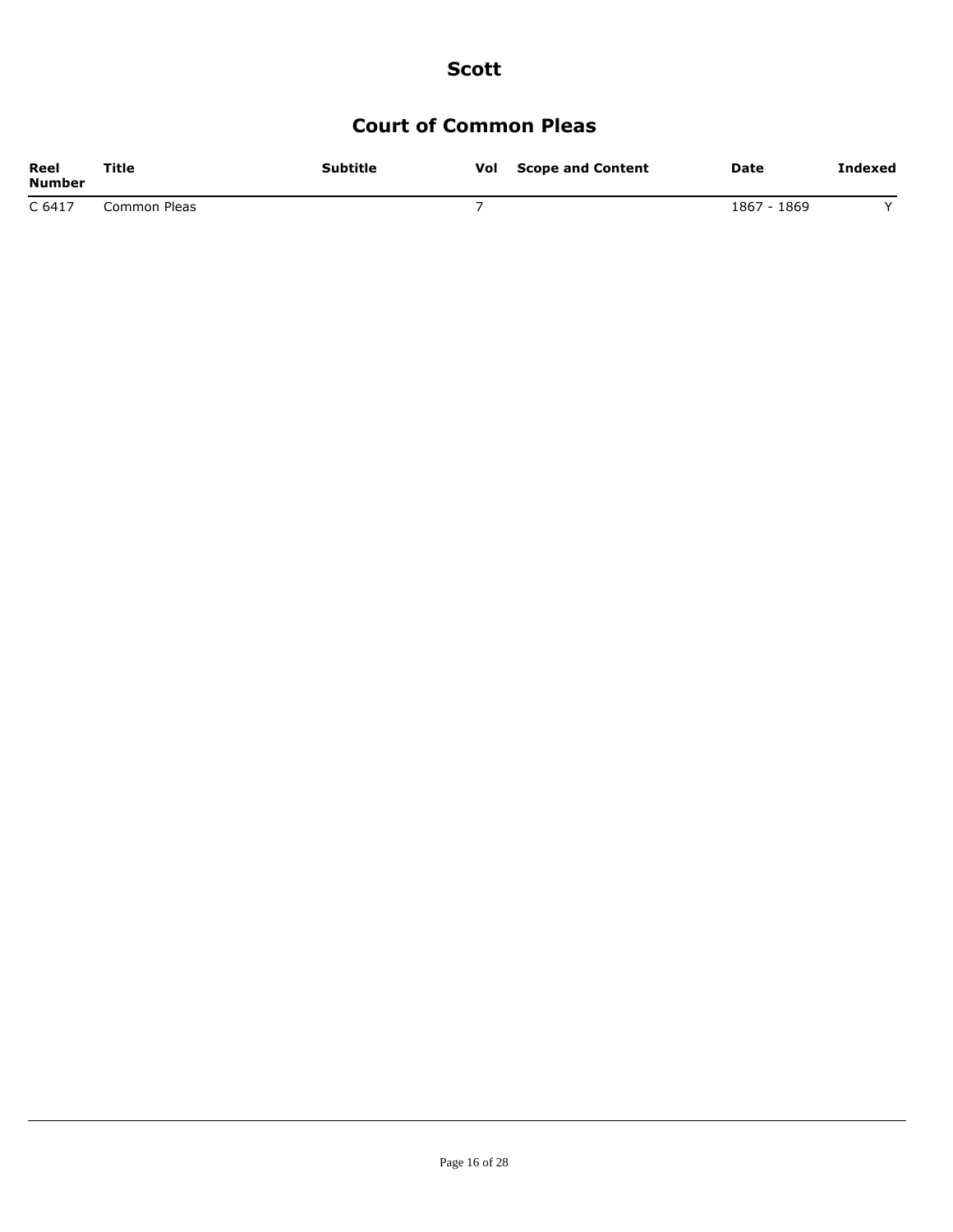# Scott

## Court of Common Pleas

| Reel Number | Title | Subtitle | Vol | Scope and Content | Date | Indexed |
|---|---|---|---|---|---|---|
| C 6417 | Common Pleas | | 7 | | 1867 - 1869 | Y |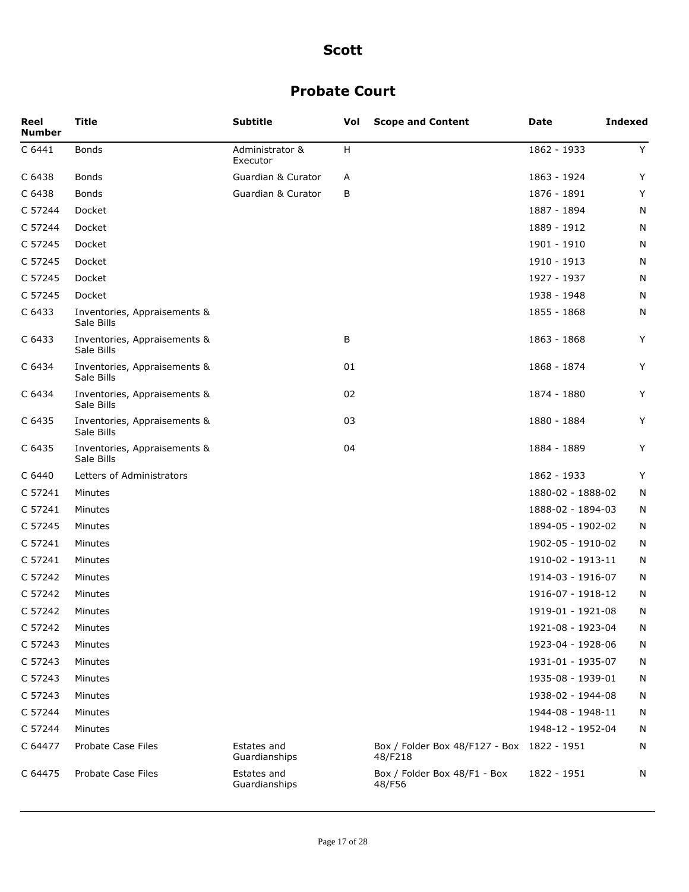# Scott

## Probate Court

| Reel Number | Title | Subtitle | Vol | Scope and Content | Date | Indexed |
|---|---|---|---|---|---|---|
| C 6441 | Bonds | Administrator & Executor | H | | 1862 - 1933 | Y |
| C 6438 | Bonds | Guardian & Curator | A | | 1863 - 1924 | Y |
| C 6438 | Bonds | Guardian & Curator | B | | 1876 - 1891 | Y |
| C 57244 | Docket | | | | 1887 - 1894 | N |
| C 57244 | Docket | | | | 1889 - 1912 | N |
| C 57245 | Docket | | | | 1901 - 1910 | N |
| C 57245 | Docket | | | | 1910 - 1913 | N |
| C 57245 | Docket | | | | 1927 - 1937 | N |
| C 57245 | Docket | | | | 1938 - 1948 | N |
| C 6433 | Inventories, Appraisements & Sale Bills | | | | 1855 - 1868 | N |
| C 6433 | Inventories, Appraisements & Sale Bills | | B | | 1863 - 1868 | Y |
| C 6434 | Inventories, Appraisements & Sale Bills | | 01 | | 1868 - 1874 | Y |
| C 6434 | Inventories, Appraisements & Sale Bills | | 02 | | 1874 - 1880 | Y |
| C 6435 | Inventories, Appraisements & Sale Bills | | 03 | | 1880 - 1884 | Y |
| C 6435 | Inventories, Appraisements & Sale Bills | | 04 | | 1884 - 1889 | Y |
| C 6440 | Letters of Administrators | | | | 1862 - 1933 | Y |
| C 57241 | Minutes | | | | 1880-02 - 1888-02 | N |
| C 57241 | Minutes | | | | 1888-02 - 1894-03 | N |
| C 57245 | Minutes | | | | 1894-05 - 1902-02 | N |
| C 57241 | Minutes | | | | 1902-05 - 1910-02 | N |
| C 57241 | Minutes | | | | 1910-02 - 1913-11 | N |
| C 57242 | Minutes | | | | 1914-03 - 1916-07 | N |
| C 57242 | Minutes | | | | 1916-07 - 1918-12 | N |
| C 57242 | Minutes | | | | 1919-01 - 1921-08 | N |
| C 57242 | Minutes | | | | 1921-08 - 1923-04 | N |
| C 57243 | Minutes | | | | 1923-04 - 1928-06 | N |
| C 57243 | Minutes | | | | 1931-01 - 1935-07 | N |
| C 57243 | Minutes | | | | 1935-08 - 1939-01 | N |
| C 57243 | Minutes | | | | 1938-02 - 1944-08 | N |
| C 57244 | Minutes | | | | 1944-08 - 1948-11 | N |
| C 57244 | Minutes | | | | 1948-12 - 1952-04 | N |
| C 64477 | Probate Case Files | Estates and Guardianships | | Box / Folder Box 48/F127 - Box 48/F218 | 1822 - 1951 | N |
| C 64475 | Probate Case Files | Estates and Guardianships | | Box / Folder Box 48/F1 - Box 48/F56 | 1822 - 1951 | N |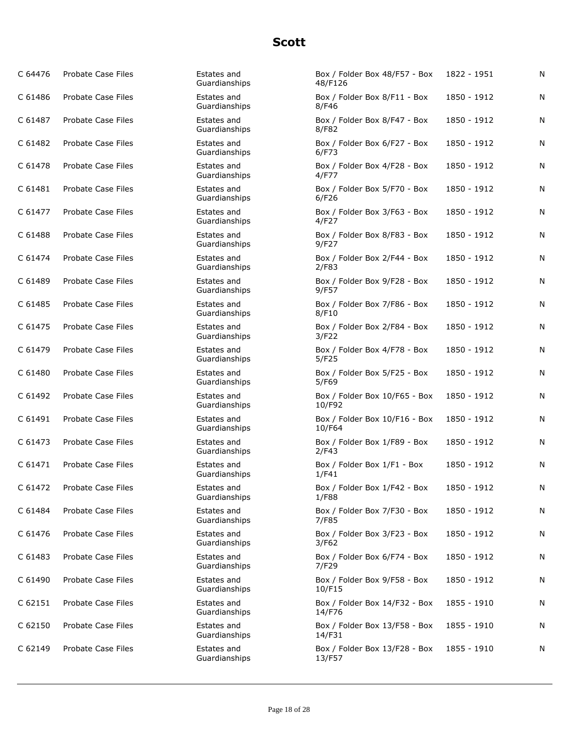# Scott

| | | | | | |
|---|---|---|---|---|---|
| C 64476 | Probate Case Files | Estates and Guardianships | Box / Folder Box 48/F57 - Box 48/F126 | 1822 - 1951 | N |
| C 61486 | Probate Case Files | Estates and Guardianships | Box / Folder Box 8/F11 - Box 8/F46 | 1850 - 1912 | N |
| C 61487 | Probate Case Files | Estates and Guardianships | Box / Folder Box 8/F47 - Box 8/F82 | 1850 - 1912 | N |
| C 61482 | Probate Case Files | Estates and Guardianships | Box / Folder Box 6/F27 - Box 6/F73 | 1850 - 1912 | N |
| C 61478 | Probate Case Files | Estates and Guardianships | Box / Folder Box 4/F28 - Box 4/F77 | 1850 - 1912 | N |
| C 61481 | Probate Case Files | Estates and Guardianships | Box / Folder Box 5/F70 - Box 6/F26 | 1850 - 1912 | N |
| C 61477 | Probate Case Files | Estates and Guardianships | Box / Folder Box 3/F63 - Box 4/F27 | 1850 - 1912 | N |
| C 61488 | Probate Case Files | Estates and Guardianships | Box / Folder Box 8/F83 - Box 9/F27 | 1850 - 1912 | N |
| C 61474 | Probate Case Files | Estates and Guardianships | Box / Folder Box 2/F44 - Box 2/F83 | 1850 - 1912 | N |
| C 61489 | Probate Case Files | Estates and Guardianships | Box / Folder Box 9/F28 - Box 9/F57 | 1850 - 1912 | N |
| C 61485 | Probate Case Files | Estates and Guardianships | Box / Folder Box 7/F86 - Box 8/F10 | 1850 - 1912 | N |
| C 61475 | Probate Case Files | Estates and Guardianships | Box / Folder Box 2/F84 - Box 3/F22 | 1850 - 1912 | N |
| C 61479 | Probate Case Files | Estates and Guardianships | Box / Folder Box 4/F78 - Box 5/F25 | 1850 - 1912 | N |
| C 61480 | Probate Case Files | Estates and Guardianships | Box / Folder Box 5/F25 - Box 5/F69 | 1850 - 1912 | N |
| C 61492 | Probate Case Files | Estates and Guardianships | Box / Folder Box 10/F65 - Box 10/F92 | 1850 - 1912 | N |
| C 61491 | Probate Case Files | Estates and Guardianships | Box / Folder Box 10/F16 - Box 10/F64 | 1850 - 1912 | N |
| C 61473 | Probate Case Files | Estates and Guardianships | Box / Folder Box 1/F89 - Box 2/F43 | 1850 - 1912 | N |
| C 61471 | Probate Case Files | Estates and Guardianships | Box / Folder Box 1/F1 - Box 1/F41 | 1850 - 1912 | N |
| C 61472 | Probate Case Files | Estates and Guardianships | Box / Folder Box 1/F42 - Box 1/F88 | 1850 - 1912 | N |
| C 61484 | Probate Case Files | Estates and Guardianships | Box / Folder Box 7/F30 - Box 7/F85 | 1850 - 1912 | N |
| C 61476 | Probate Case Files | Estates and Guardianships | Box / Folder Box 3/F23 - Box 3/F62 | 1850 - 1912 | N |
| C 61483 | Probate Case Files | Estates and Guardianships | Box / Folder Box 6/F74 - Box 7/F29 | 1850 - 1912 | N |
| C 61490 | Probate Case Files | Estates and Guardianships | Box / Folder Box 9/F58 - Box 10/F15 | 1850 - 1912 | N |
| C 62151 | Probate Case Files | Estates and Guardianships | Box / Folder Box 14/F32 - Box 14/F76 | 1855 - 1910 | N |
| C 62150 | Probate Case Files | Estates and Guardianships | Box / Folder Box 13/F58 - Box 14/F31 | 1855 - 1910 | N |
| C 62149 | Probate Case Files | Estates and Guardianships | Box / Folder Box 13/F28 - Box 13/F57 | 1855 - 1910 | N |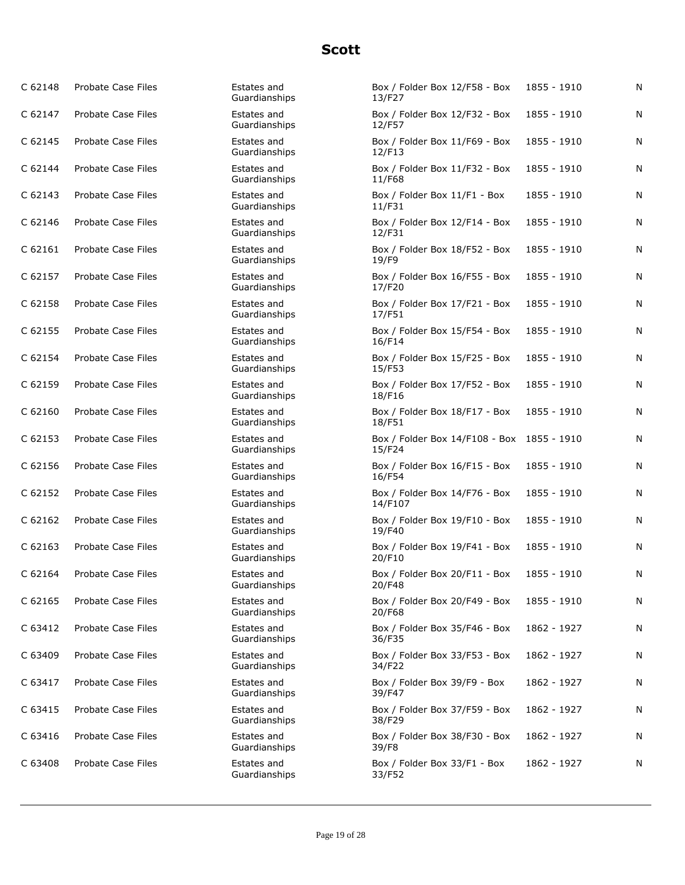## Scott

| | | | | | |
|---|---|---|---|---|---|
| C 62148 | Probate Case Files | Estates and Guardianships | Box / Folder Box 12/F58 - Box 13/F27 | 1855 - 1910 | N |
| C 62147 | Probate Case Files | Estates and Guardianships | Box / Folder Box 12/F32 - Box 12/F57 | 1855 - 1910 | N |
| C 62145 | Probate Case Files | Estates and Guardianships | Box / Folder Box 11/F69 - Box 12/F13 | 1855 - 1910 | N |
| C 62144 | Probate Case Files | Estates and Guardianships | Box / Folder Box 11/F32 - Box 11/F68 | 1855 - 1910 | N |
| C 62143 | Probate Case Files | Estates and Guardianships | Box / Folder Box 11/F1 - Box 11/F31 | 1855 - 1910 | N |
| C 62146 | Probate Case Files | Estates and Guardianships | Box / Folder Box 12/F14 - Box 12/F31 | 1855 - 1910 | N |
| C 62161 | Probate Case Files | Estates and Guardianships | Box / Folder Box 18/F52 - Box 19/F9 | 1855 - 1910 | N |
| C 62157 | Probate Case Files | Estates and Guardianships | Box / Folder Box 16/F55 - Box 17/F20 | 1855 - 1910 | N |
| C 62158 | Probate Case Files | Estates and Guardianships | Box / Folder Box 17/F21 - Box 17/F51 | 1855 - 1910 | N |
| C 62155 | Probate Case Files | Estates and Guardianships | Box / Folder Box 15/F54 - Box 16/F14 | 1855 - 1910 | N |
| C 62154 | Probate Case Files | Estates and Guardianships | Box / Folder Box 15/F25 - Box 15/F53 | 1855 - 1910 | N |
| C 62159 | Probate Case Files | Estates and Guardianships | Box / Folder Box 17/F52 - Box 18/F16 | 1855 - 1910 | N |
| C 62160 | Probate Case Files | Estates and Guardianships | Box / Folder Box 18/F17 - Box 18/F51 | 1855 - 1910 | N |
| C 62153 | Probate Case Files | Estates and Guardianships | Box / Folder Box 14/F108 - Box 15/F24 | 1855 - 1910 | N |
| C 62156 | Probate Case Files | Estates and Guardianships | Box / Folder Box 16/F15 - Box 16/F54 | 1855 - 1910 | N |
| C 62152 | Probate Case Files | Estates and Guardianships | Box / Folder Box 14/F76 - Box 14/F107 | 1855 - 1910 | N |
| C 62162 | Probate Case Files | Estates and Guardianships | Box / Folder Box 19/F10 - Box 19/F40 | 1855 - 1910 | N |
| C 62163 | Probate Case Files | Estates and Guardianships | Box / Folder Box 19/F41 - Box 20/F10 | 1855 - 1910 | N |
| C 62164 | Probate Case Files | Estates and Guardianships | Box / Folder Box 20/F11 - Box 20/F48 | 1855 - 1910 | N |
| C 62165 | Probate Case Files | Estates and Guardianships | Box / Folder Box 20/F49 - Box 20/F68 | 1855 - 1910 | N |
| C 63412 | Probate Case Files | Estates and Guardianships | Box / Folder Box 35/F46 - Box 36/F35 | 1862 - 1927 | N |
| C 63409 | Probate Case Files | Estates and Guardianships | Box / Folder Box 33/F53 - Box 34/F22 | 1862 - 1927 | N |
| C 63417 | Probate Case Files | Estates and Guardianships | Box / Folder Box 39/F9 - Box 39/F47 | 1862 - 1927 | N |
| C 63415 | Probate Case Files | Estates and Guardianships | Box / Folder Box 37/F59 - Box 38/F29 | 1862 - 1927 | N |
| C 63416 | Probate Case Files | Estates and Guardianships | Box / Folder Box 38/F30 - Box 39/F8 | 1862 - 1927 | N |
| C 63408 | Probate Case Files | Estates and Guardianships | Box / Folder Box 33/F1 - Box 33/F52 | 1862 - 1927 | N |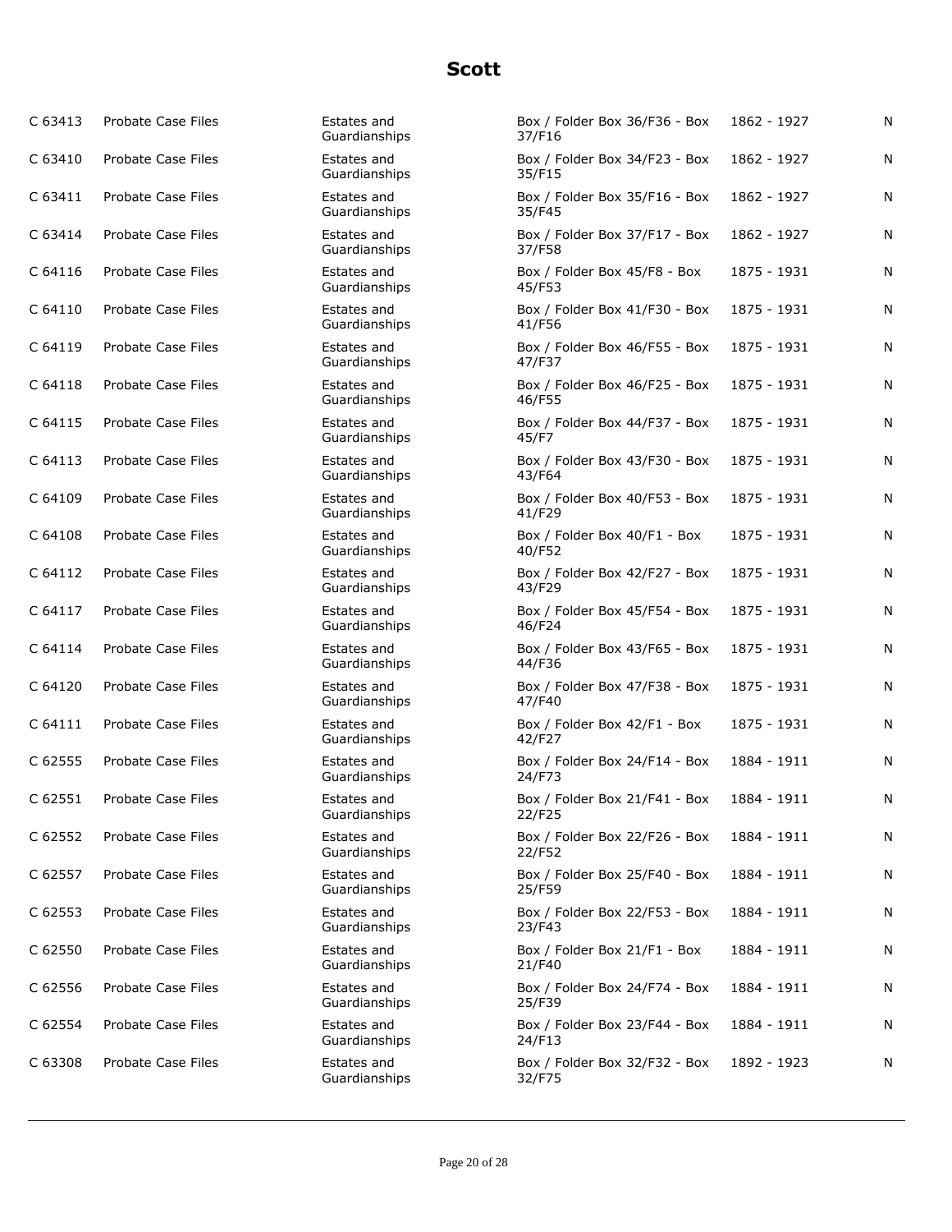# Scott

| | | | | | |
|---|---|---|---|---|---|
| C 63413 | Probate Case Files | Estates and Guardianships | Box / Folder Box 36/F36 - Box 37/F16 | 1862 - 1927 | N |
| C 63410 | Probate Case Files | Estates and Guardianships | Box / Folder Box 34/F23 - Box 35/F15 | 1862 - 1927 | N |
| C 63411 | Probate Case Files | Estates and Guardianships | Box / Folder Box 35/F16 - Box 35/F45 | 1862 - 1927 | N |
| C 63414 | Probate Case Files | Estates and Guardianships | Box / Folder Box 37/F17 - Box 37/F58 | 1862 - 1927 | N |
| C 64116 | Probate Case Files | Estates and Guardianships | Box / Folder Box 45/F8 - Box 45/F53 | 1875 - 1931 | N |
| C 64110 | Probate Case Files | Estates and Guardianships | Box / Folder Box 41/F30 - Box 41/F56 | 1875 - 1931 | N |
| C 64119 | Probate Case Files | Estates and Guardianships | Box / Folder Box 46/F55 - Box 47/F37 | 1875 - 1931 | N |
| C 64118 | Probate Case Files | Estates and Guardianships | Box / Folder Box 46/F25 - Box 46/F55 | 1875 - 1931 | N |
| C 64115 | Probate Case Files | Estates and Guardianships | Box / Folder Box 44/F37 - Box 45/F7 | 1875 - 1931 | N |
| C 64113 | Probate Case Files | Estates and Guardianships | Box / Folder Box 43/F30 - Box 43/F64 | 1875 - 1931 | N |
| C 64109 | Probate Case Files | Estates and Guardianships | Box / Folder Box 40/F53 - Box 41/F29 | 1875 - 1931 | N |
| C 64108 | Probate Case Files | Estates and Guardianships | Box / Folder Box 40/F1 - Box 40/F52 | 1875 - 1931 | N |
| C 64112 | Probate Case Files | Estates and Guardianships | Box / Folder Box 42/F27 - Box 43/F29 | 1875 - 1931 | N |
| C 64117 | Probate Case Files | Estates and Guardianships | Box / Folder Box 45/F54 - Box 46/F24 | 1875 - 1931 | N |
| C 64114 | Probate Case Files | Estates and Guardianships | Box / Folder Box 43/F65 - Box 44/F36 | 1875 - 1931 | N |
| C 64120 | Probate Case Files | Estates and Guardianships | Box / Folder Box 47/F38 - Box 47/F40 | 1875 - 1931 | N |
| C 64111 | Probate Case Files | Estates and Guardianships | Box / Folder Box 42/F1 - Box 42/F27 | 1875 - 1931 | N |
| C 62555 | Probate Case Files | Estates and Guardianships | Box / Folder Box 24/F14 - Box 24/F73 | 1884 - 1911 | N |
| C 62551 | Probate Case Files | Estates and Guardianships | Box / Folder Box 21/F41 - Box 22/F25 | 1884 - 1911 | N |
| C 62552 | Probate Case Files | Estates and Guardianships | Box / Folder Box 22/F26 - Box 22/F52 | 1884 - 1911 | N |
| C 62557 | Probate Case Files | Estates and Guardianships | Box / Folder Box 25/F40 - Box 25/F59 | 1884 - 1911 | N |
| C 62553 | Probate Case Files | Estates and Guardianships | Box / Folder Box 22/F53 - Box 23/F43 | 1884 - 1911 | N |
| C 62550 | Probate Case Files | Estates and Guardianships | Box / Folder Box 21/F1 - Box 21/F40 | 1884 - 1911 | N |
| C 62556 | Probate Case Files | Estates and Guardianships | Box / Folder Box 24/F74 - Box 25/F39 | 1884 - 1911 | N |
| C 62554 | Probate Case Files | Estates and Guardianships | Box / Folder Box 23/F44 - Box 24/F13 | 1884 - 1911 | N |
| C 63308 | Probate Case Files | Estates and Guardianships | Box / Folder Box 32/F32 - Box 32/F75 | 1892 - 1923 | N |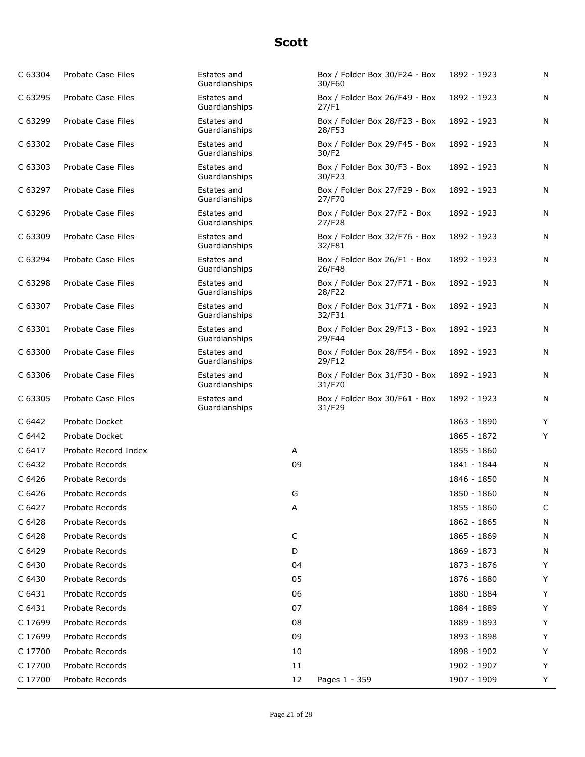# Scott

| | | | | | | |
|---|---|---|---|---|---|---|
| C 63304 | Probate Case Files | Estates and Guardianships | | Box / Folder Box 30/F24 - Box 30/F60 | 1892 - 1923 | N |
| C 63295 | Probate Case Files | Estates and Guardianships | | Box / Folder Box 26/F49 - Box 27/F1 | 1892 - 1923 | N |
| C 63299 | Probate Case Files | Estates and Guardianships | | Box / Folder Box 28/F23 - Box 28/F53 | 1892 - 1923 | N |
| C 63302 | Probate Case Files | Estates and Guardianships | | Box / Folder Box 29/F45 - Box 30/F2 | 1892 - 1923 | N |
| C 63303 | Probate Case Files | Estates and Guardianships | | Box / Folder Box 30/F3 - Box 30/F23 | 1892 - 1923 | N |
| C 63297 | Probate Case Files | Estates and Guardianships | | Box / Folder Box 27/F29 - Box 27/F70 | 1892 - 1923 | N |
| C 63296 | Probate Case Files | Estates and Guardianships | | Box / Folder Box 27/F2 - Box 27/F28 | 1892 - 1923 | N |
| C 63309 | Probate Case Files | Estates and Guardianships | | Box / Folder Box 32/F76 - Box 32/F81 | 1892 - 1923 | N |
| C 63294 | Probate Case Files | Estates and Guardianships | | Box / Folder Box 26/F1 - Box 26/F48 | 1892 - 1923 | N |
| C 63298 | Probate Case Files | Estates and Guardianships | | Box / Folder Box 27/F71 - Box 28/F22 | 1892 - 1923 | N |
| C 63307 | Probate Case Files | Estates and Guardianships | | Box / Folder Box 31/F71 - Box 32/F31 | 1892 - 1923 | N |
| C 63301 | Probate Case Files | Estates and Guardianships | | Box / Folder Box 29/F13 - Box 29/F44 | 1892 - 1923 | N |
| C 63300 | Probate Case Files | Estates and Guardianships | | Box / Folder Box 28/F54 - Box 29/F12 | 1892 - 1923 | N |
| C 63306 | Probate Case Files | Estates and Guardianships | | Box / Folder Box 31/F30 - Box 31/F70 | 1892 - 1923 | N |
| C 63305 | Probate Case Files | Estates and Guardianships | | Box / Folder Box 30/F61 - Box 31/F29 | 1892 - 1923 | N |
| C 6442 | Probate Docket | | | | 1863 - 1890 | Y |
| C 6442 | Probate Docket | | | | 1865 - 1872 | Y |
| C 6417 | Probate Record Index | | A | | 1855 - 1860 | |
| C 6432 | Probate Records | | 09 | | 1841 - 1844 | N |
| C 6426 | Probate Records | | | | 1846 - 1850 | N |
| C 6426 | Probate Records | | G | | 1850 - 1860 | N |
| C 6427 | Probate Records | | A | | 1855 - 1860 | C |
| C 6428 | Probate Records | | | | 1862 - 1865 | N |
| C 6428 | Probate Records | | C | | 1865 - 1869 | N |
| C 6429 | Probate Records | | D | | 1869 - 1873 | N |
| C 6430 | Probate Records | | 04 | | 1873 - 1876 | Y |
| C 6430 | Probate Records | | 05 | | 1876 - 1880 | Y |
| C 6431 | Probate Records | | 06 | | 1880 - 1884 | Y |
| C 6431 | Probate Records | | 07 | | 1884 - 1889 | Y |
| C 17699 | Probate Records | | 08 | | 1889 - 1893 | Y |
| C 17699 | Probate Records | | 09 | | 1893 - 1898 | Y |
| C 17700 | Probate Records | | 10 | | 1898 - 1902 | Y |
| C 17700 | Probate Records | | 11 | | 1902 - 1907 | Y |
| C 17700 | Probate Records | | 12 | Pages 1 - 359 | 1907 - 1909 | Y |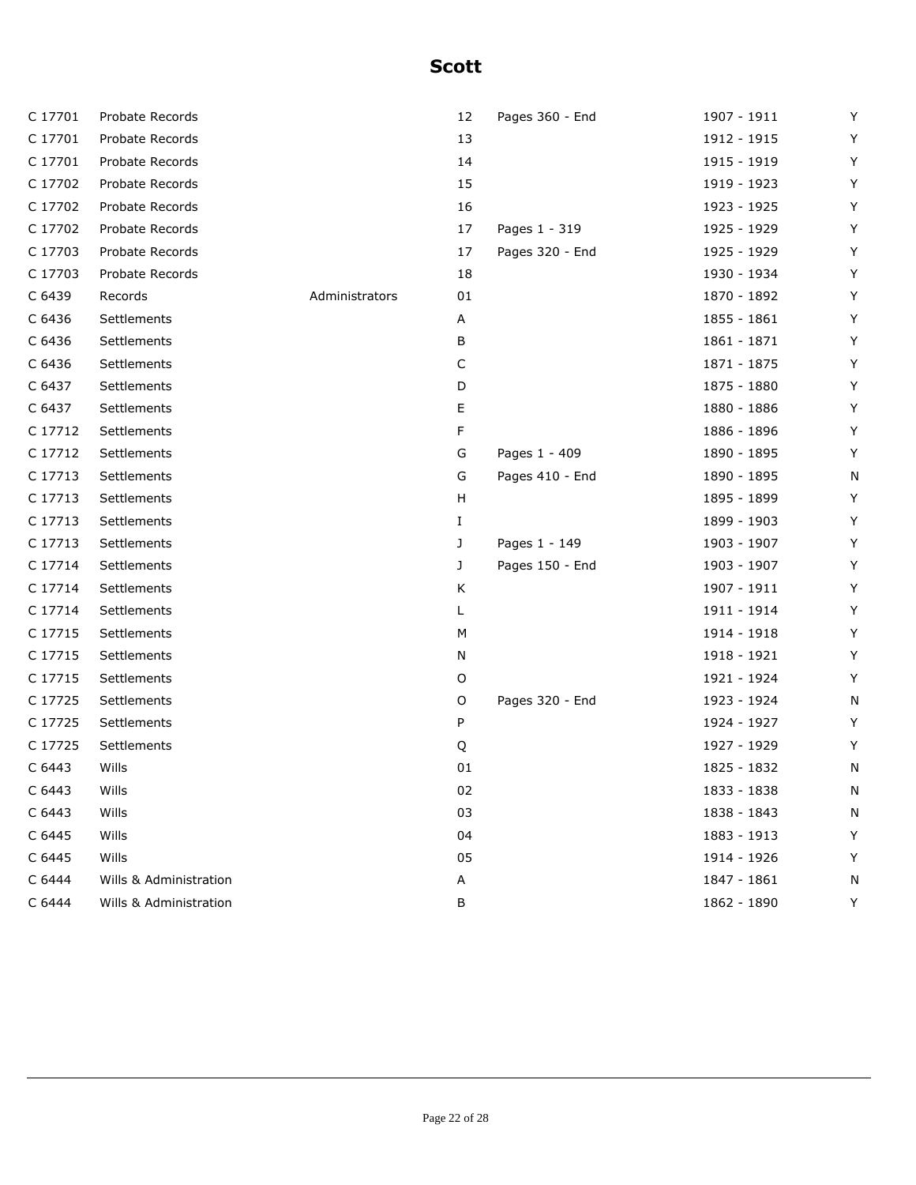## Scott

| | | | | | | |
|---|---|---|---|---|---|---|
| C 17701 | Probate Records | | 12 | Pages 360 - End | 1907 - 1911 | Y |
| C 17701 | Probate Records | | 13 | | 1912 - 1915 | Y |
| C 17701 | Probate Records | | 14 | | 1915 - 1919 | Y |
| C 17702 | Probate Records | | 15 | | 1919 - 1923 | Y |
| C 17702 | Probate Records | | 16 | | 1923 - 1925 | Y |
| C 17702 | Probate Records | | 17 | Pages 1 - 319 | 1925 - 1929 | Y |
| C 17703 | Probate Records | | 17 | Pages 320 - End | 1925 - 1929 | Y |
| C 17703 | Probate Records | | 18 | | 1930 - 1934 | Y |
| C 6439 | Records | Administrators | 01 | | 1870 - 1892 | Y |
| C 6436 | Settlements | | A | | 1855 - 1861 | Y |
| C 6436 | Settlements | | B | | 1861 - 1871 | Y |
| C 6436 | Settlements | | C | | 1871 - 1875 | Y |
| C 6437 | Settlements | | D | | 1875 - 1880 | Y |
| C 6437 | Settlements | | E | | 1880 - 1886 | Y |
| C 17712 | Settlements | | F | | 1886 - 1896 | Y |
| C 17712 | Settlements | | G | Pages 1 - 409 | 1890 - 1895 | Y |
| C 17713 | Settlements | | G | Pages 410 - End | 1890 - 1895 | N |
| C 17713 | Settlements | | H | | 1895 - 1899 | Y |
| C 17713 | Settlements | | I | | 1899 - 1903 | Y |
| C 17713 | Settlements | | J | Pages 1 - 149 | 1903 - 1907 | Y |
| C 17714 | Settlements | | J | Pages 150 - End | 1903 - 1907 | Y |
| C 17714 | Settlements | | K | | 1907 - 1911 | Y |
| C 17714 | Settlements | | L | | 1911 - 1914 | Y |
| C 17715 | Settlements | | M | | 1914 - 1918 | Y |
| C 17715 | Settlements | | N | | 1918 - 1921 | Y |
| C 17715 | Settlements | | O | | 1921 - 1924 | Y |
| C 17725 | Settlements | | O | Pages 320 - End | 1923 - 1924 | N |
| C 17725 | Settlements | | P | | 1924 - 1927 | Y |
| C 17725 | Settlements | | Q | | 1927 - 1929 | Y |
| C 6443 | Wills | | 01 | | 1825 - 1832 | N |
| C 6443 | Wills | | 02 | | 1833 - 1838 | N |
| C 6443 | Wills | | 03 | | 1838 - 1843 | N |
| C 6445 | Wills | | 04 | | 1883 - 1913 | Y |
| C 6445 | Wills | | 05 | | 1914 - 1926 | Y |
| C 6444 | Wills & Administration | | A | | 1847 - 1861 | N |
| C 6444 | Wills & Administration | | B | | 1862 - 1890 | Y |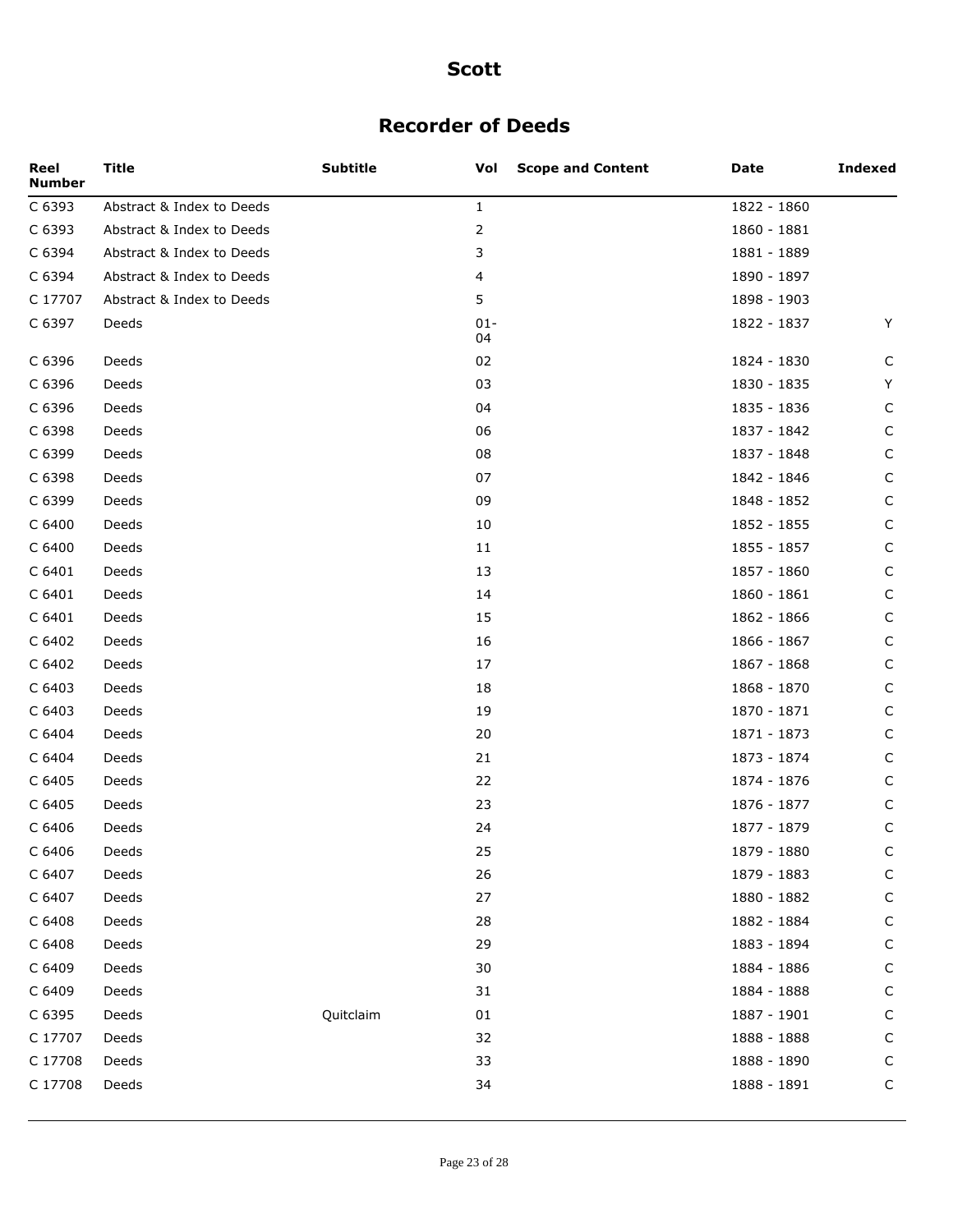# Scott

## Recorder of Deeds

| Reel Number | Title | Subtitle | Vol | Scope and Content | Date | Indexed |
|---|---|---|---|---|---|---|
| C 6393 | Abstract & Index to Deeds | | 1 | | 1822 - 1860 | |
| C 6393 | Abstract & Index to Deeds | | 2 | | 1860 - 1881 | |
| C 6394 | Abstract & Index to Deeds | | 3 | | 1881 - 1889 | |
| C 6394 | Abstract & Index to Deeds | | 4 | | 1890 - 1897 | |
| C 17707 | Abstract & Index to Deeds | | 5 | | 1898 - 1903 | |
| C 6397 | Deeds | | 01-04 | | 1822 - 1837 | Y |
| C 6396 | Deeds | | 02 | | 1824 - 1830 | C |
| C 6396 | Deeds | | 03 | | 1830 - 1835 | Y |
| C 6396 | Deeds | | 04 | | 1835 - 1836 | C |
| C 6398 | Deeds | | 06 | | 1837 - 1842 | C |
| C 6399 | Deeds | | 08 | | 1837 - 1848 | C |
| C 6398 | Deeds | | 07 | | 1842 - 1846 | C |
| C 6399 | Deeds | | 09 | | 1848 - 1852 | C |
| C 6400 | Deeds | | 10 | | 1852 - 1855 | C |
| C 6400 | Deeds | | 11 | | 1855 - 1857 | C |
| C 6401 | Deeds | | 13 | | 1857 - 1860 | C |
| C 6401 | Deeds | | 14 | | 1860 - 1861 | C |
| C 6401 | Deeds | | 15 | | 1862 - 1866 | C |
| C 6402 | Deeds | | 16 | | 1866 - 1867 | C |
| C 6402 | Deeds | | 17 | | 1867 - 1868 | C |
| C 6403 | Deeds | | 18 | | 1868 - 1870 | C |
| C 6403 | Deeds | | 19 | | 1870 - 1871 | C |
| C 6404 | Deeds | | 20 | | 1871 - 1873 | C |
| C 6404 | Deeds | | 21 | | 1873 - 1874 | C |
| C 6405 | Deeds | | 22 | | 1874 - 1876 | C |
| C 6405 | Deeds | | 23 | | 1876 - 1877 | C |
| C 6406 | Deeds | | 24 | | 1877 - 1879 | C |
| C 6406 | Deeds | | 25 | | 1879 - 1880 | C |
| C 6407 | Deeds | | 26 | | 1879 - 1883 | C |
| C 6407 | Deeds | | 27 | | 1880 - 1882 | C |
| C 6408 | Deeds | | 28 | | 1882 - 1884 | C |
| C 6408 | Deeds | | 29 | | 1883 - 1894 | C |
| C 6409 | Deeds | | 30 | | 1884 - 1886 | C |
| C 6409 | Deeds | | 31 | | 1884 - 1888 | C |
| C 6395 | Deeds | Quitclaim | 01 | | 1887 - 1901 | C |
| C 17707 | Deeds | | 32 | | 1888 - 1888 | C |
| C 17708 | Deeds | | 33 | | 1888 - 1890 | C |
| C 17708 | Deeds | | 34 | | 1888 - 1891 | C |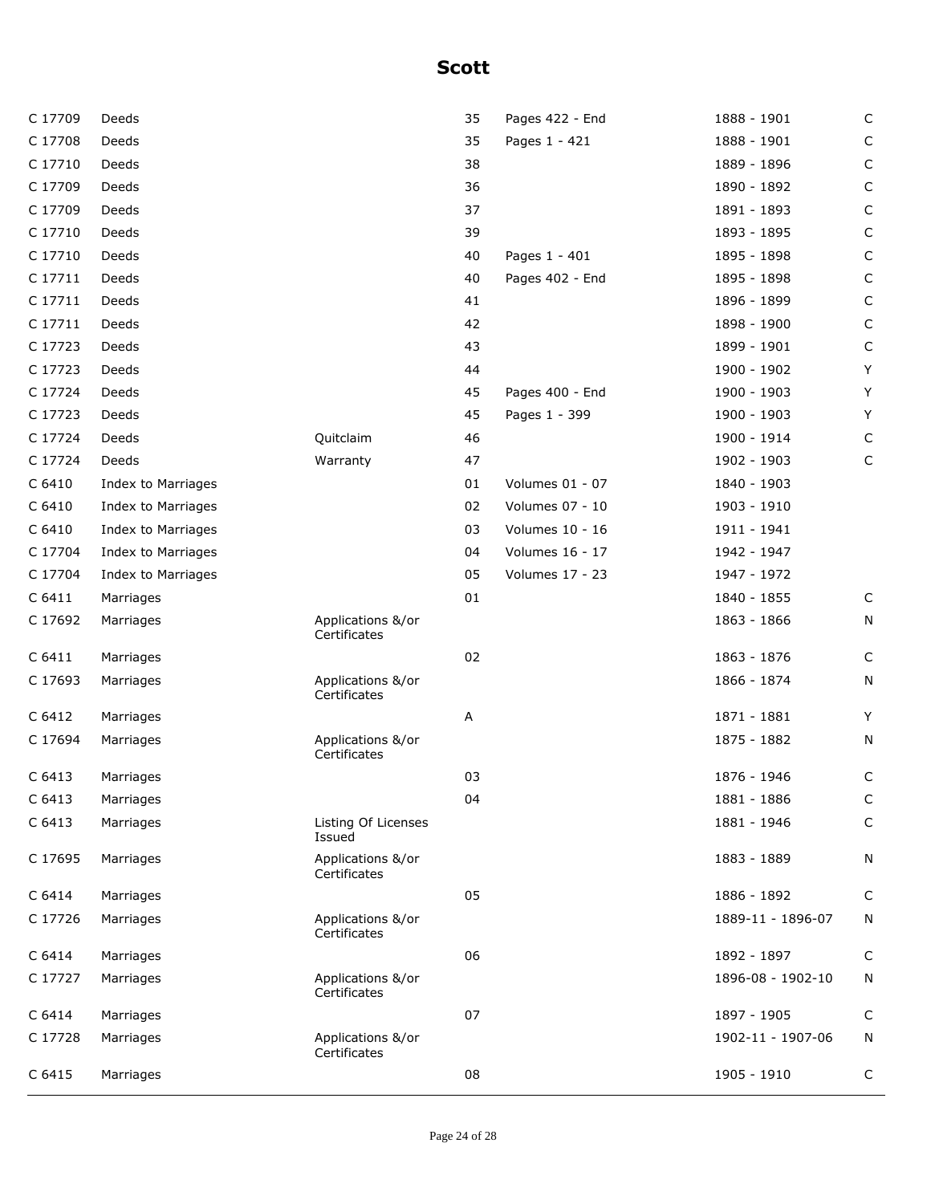# Scott

| | | | | | | |
|---|---|---|---|---|---|---|
| C 17709 | Deeds | | 35 | Pages 422 - End | 1888 - 1901 | C |
| C 17708 | Deeds | | 35 | Pages 1 - 421 | 1888 - 1901 | C |
| C 17710 | Deeds | | 38 | | 1889 - 1896 | C |
| C 17709 | Deeds | | 36 | | 1890 - 1892 | C |
| C 17709 | Deeds | | 37 | | 1891 - 1893 | C |
| C 17710 | Deeds | | 39 | | 1893 - 1895 | C |
| C 17710 | Deeds | | 40 | Pages 1 - 401 | 1895 - 1898 | C |
| C 17711 | Deeds | | 40 | Pages 402 - End | 1895 - 1898 | C |
| C 17711 | Deeds | | 41 | | 1896 - 1899 | C |
| C 17711 | Deeds | | 42 | | 1898 - 1900 | C |
| C 17723 | Deeds | | 43 | | 1899 - 1901 | C |
| C 17723 | Deeds | | 44 | | 1900 - 1902 | Y |
| C 17724 | Deeds | | 45 | Pages 400 - End | 1900 - 1903 | Y |
| C 17723 | Deeds | | 45 | Pages 1 - 399 | 1900 - 1903 | Y |
| C 17724 | Deeds | Quitclaim | 46 | | 1900 - 1914 | C |
| C 17724 | Deeds | Warranty | 47 | | 1902 - 1903 | C |
| C 6410 | Index to Marriages | | 01 | Volumes 01 - 07 | 1840 - 1903 | |
| C 6410 | Index to Marriages | | 02 | Volumes 07 - 10 | 1903 - 1910 | |
| C 6410 | Index to Marriages | | 03 | Volumes 10 - 16 | 1911 - 1941 | |
| C 17704 | Index to Marriages | | 04 | Volumes 16 - 17 | 1942 - 1947 | |
| C 17704 | Index to Marriages | | 05 | Volumes 17 - 23 | 1947 - 1972 | |
| C 6411 | Marriages | | 01 | | 1840 - 1855 | C |
| C 17692 | Marriages | Applications &/or Certificates | | | 1863 - 1866 | N |
| C 6411 | Marriages | | 02 | | 1863 - 1876 | C |
| C 17693 | Marriages | Applications &/or Certificates | | | 1866 - 1874 | N |
| C 6412 | Marriages | | A | | 1871 - 1881 | Y |
| C 17694 | Marriages | Applications &/or Certificates | | | 1875 - 1882 | N |
| C 6413 | Marriages | | 03 | | 1876 - 1946 | C |
| C 6413 | Marriages | | 04 | | 1881 - 1886 | C |
| C 6413 | Marriages | Listing Of Licenses Issued | | | 1881 - 1946 | C |
| C 17695 | Marriages | Applications &/or Certificates | | | 1883 - 1889 | N |
| C 6414 | Marriages | | 05 | | 1886 - 1892 | C |
| C 17726 | Marriages | Applications &/or Certificates | | | 1889-11 - 1896-07 | N |
| C 6414 | Marriages | | 06 | | 1892 - 1897 | C |
| C 17727 | Marriages | Applications &/or Certificates | | | 1896-08 - 1902-10 | N |
| C 6414 | Marriages | | 07 | | 1897 - 1905 | C |
| C 17728 | Marriages | Applications &/or Certificates | | | 1902-11 - 1907-06 | N |
| C 6415 | Marriages | | 08 | | 1905 - 1910 | C |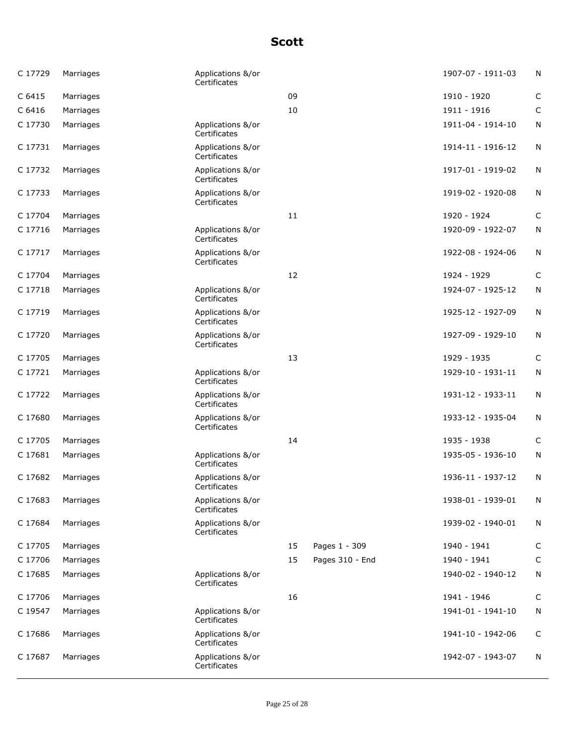# Scott

| | | | | | | |
|---|---|---|---|---|---|---|
| C 17729 | Marriages | Applications &/or Certificates | | | 1907-07 - 1911-03 | N |
| C 6415 | Marriages | | 09 | | 1910 - 1920 | C |
| C 6416 | Marriages | | 10 | | 1911 - 1916 | C |
| C 17730 | Marriages | Applications &/or Certificates | | | 1911-04 - 1914-10 | N |
| C 17731 | Marriages | Applications &/or Certificates | | | 1914-11 - 1916-12 | N |
| C 17732 | Marriages | Applications &/or Certificates | | | 1917-01 - 1919-02 | N |
| C 17733 | Marriages | Applications &/or Certificates | | | 1919-02 - 1920-08 | N |
| C 17704 | Marriages | | 11 | | 1920 - 1924 | C |
| C 17716 | Marriages | Applications &/or Certificates | | | 1920-09 - 1922-07 | N |
| C 17717 | Marriages | Applications &/or Certificates | | | 1922-08 - 1924-06 | N |
| C 17704 | Marriages | | 12 | | 1924 - 1929 | C |
| C 17718 | Marriages | Applications &/or Certificates | | | 1924-07 - 1925-12 | N |
| C 17719 | Marriages | Applications &/or Certificates | | | 1925-12 - 1927-09 | N |
| C 17720 | Marriages | Applications &/or Certificates | | | 1927-09 - 1929-10 | N |
| C 17705 | Marriages | | 13 | | 1929 - 1935 | C |
| C 17721 | Marriages | Applications &/or Certificates | | | 1929-10 - 1931-11 | N |
| C 17722 | Marriages | Applications &/or Certificates | | | 1931-12 - 1933-11 | N |
| C 17680 | Marriages | Applications &/or Certificates | | | 1933-12 - 1935-04 | N |
| C 17705 | Marriages | | 14 | | 1935 - 1938 | C |
| C 17681 | Marriages | Applications &/or Certificates | | | 1935-05 - 1936-10 | N |
| C 17682 | Marriages | Applications &/or Certificates | | | 1936-11 - 1937-12 | N |
| C 17683 | Marriages | Applications &/or Certificates | | | 1938-01 - 1939-01 | N |
| C 17684 | Marriages | Applications &/or Certificates | | | 1939-02 - 1940-01 | N |
| C 17705 | Marriages | | 15 | Pages 1 - 309 | 1940 - 1941 | C |
| C 17706 | Marriages | | 15 | Pages 310 - End | 1940 - 1941 | C |
| C 17685 | Marriages | Applications &/or Certificates | | | 1940-02 - 1940-12 | N |
| C 17706 | Marriages | | 16 | | 1941 - 1946 | C |
| C 19547 | Marriages | Applications &/or Certificates | | | 1941-01 - 1941-10 | N |
| C 17686 | Marriages | Applications &/or Certificates | | | 1941-10 - 1942-06 | C |
| C 17687 | Marriages | Applications &/or Certificates | | | 1942-07 - 1943-07 | N |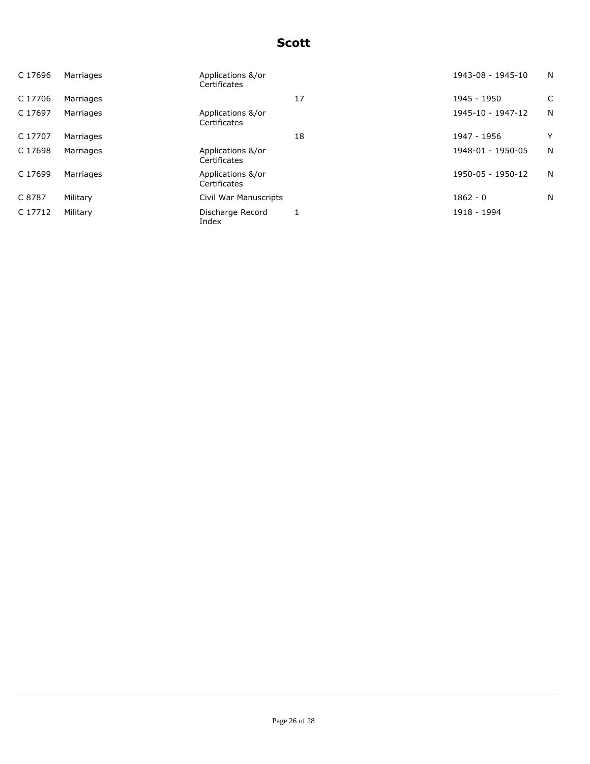# Scott

| | | | | | |
|---|---|---|---|---|---|
| C 17696 | Marriages | Applications &/or Certificates | | 1943-08 - 1945-10 | N |
| C 17706 | Marriages | | 17 | 1945 - 1950 | C |
| C 17697 | Marriages | Applications &/or Certificates | | 1945-10 - 1947-12 | N |
| C 17707 | Marriages | | 18 | 1947 - 1956 | Y |
| C 17698 | Marriages | Applications &/or Certificates | | 1948-01 - 1950-05 | N |
| C 17699 | Marriages | Applications &/or Certificates | | 1950-05 - 1950-12 | N |
| C 8787 | Military | Civil War Manuscripts | | 1862 - 0 | N |
| C 17712 | Military | Discharge Record Index | 1 | 1918 - 1994 | |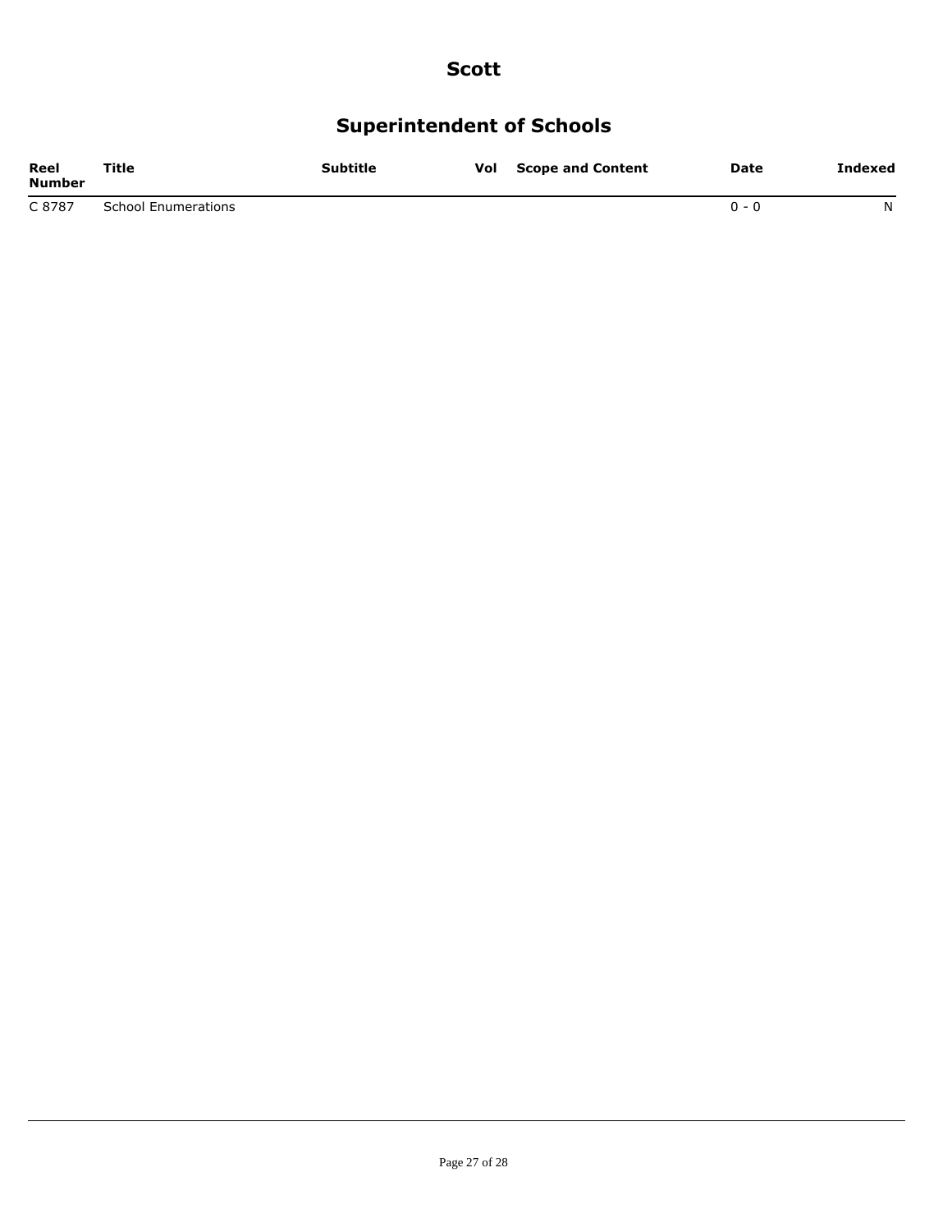# Scott

## Superintendent of Schools

| Reel Number | Title | Subtitle | Vol | Scope and Content | Date | Indexed |
|---|---|---|---|---|---|---|
| C 8787 | School Enumerations | | | | 0 - 0 | N |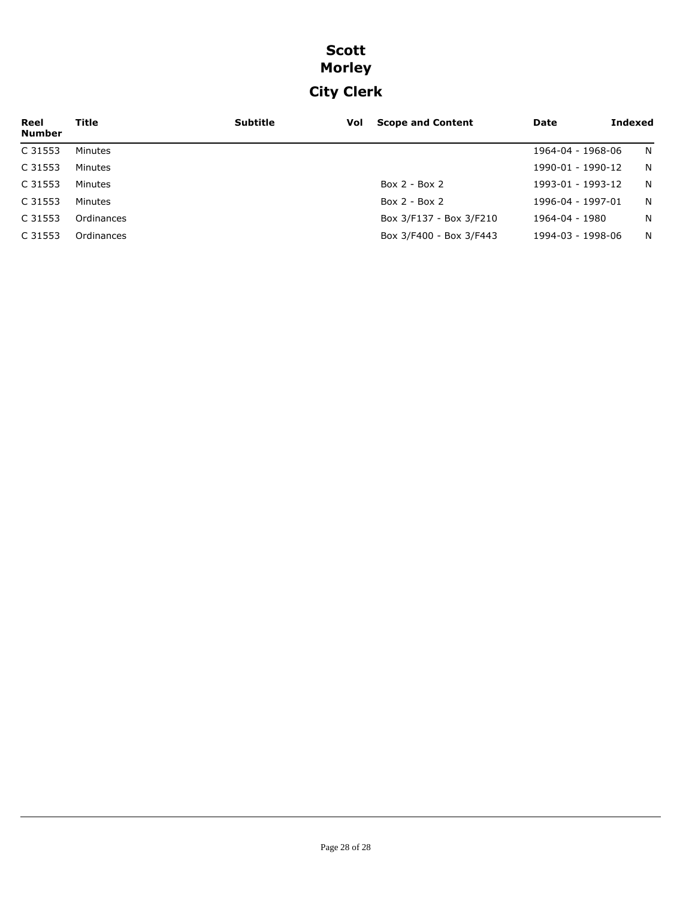# Scott
# Morley
## City Clerk

| Reel Number | Title | Subtitle | Vol | Scope and Content | Date | Indexed |
|---|---|---|---|---|---|---|
| C 31553 | Minutes | | | | 1964-04 - 1968-06 | N |
| C 31553 | Minutes | | | | 1990-01 - 1990-12 | N |
| C 31553 | Minutes | | | Box 2 - Box 2 | 1993-01 - 1993-12 | N |
| C 31553 | Minutes | | | Box 2 - Box 2 | 1996-04 - 1997-01 | N |
| C 31553 | Ordinances | | | Box 3/F137 - Box 3/F210 | 1964-04 - 1980 | N |
| C 31553 | Ordinances | | | Box 3/F400 - Box 3/F443 | 1994-03 - 1998-06 | N |